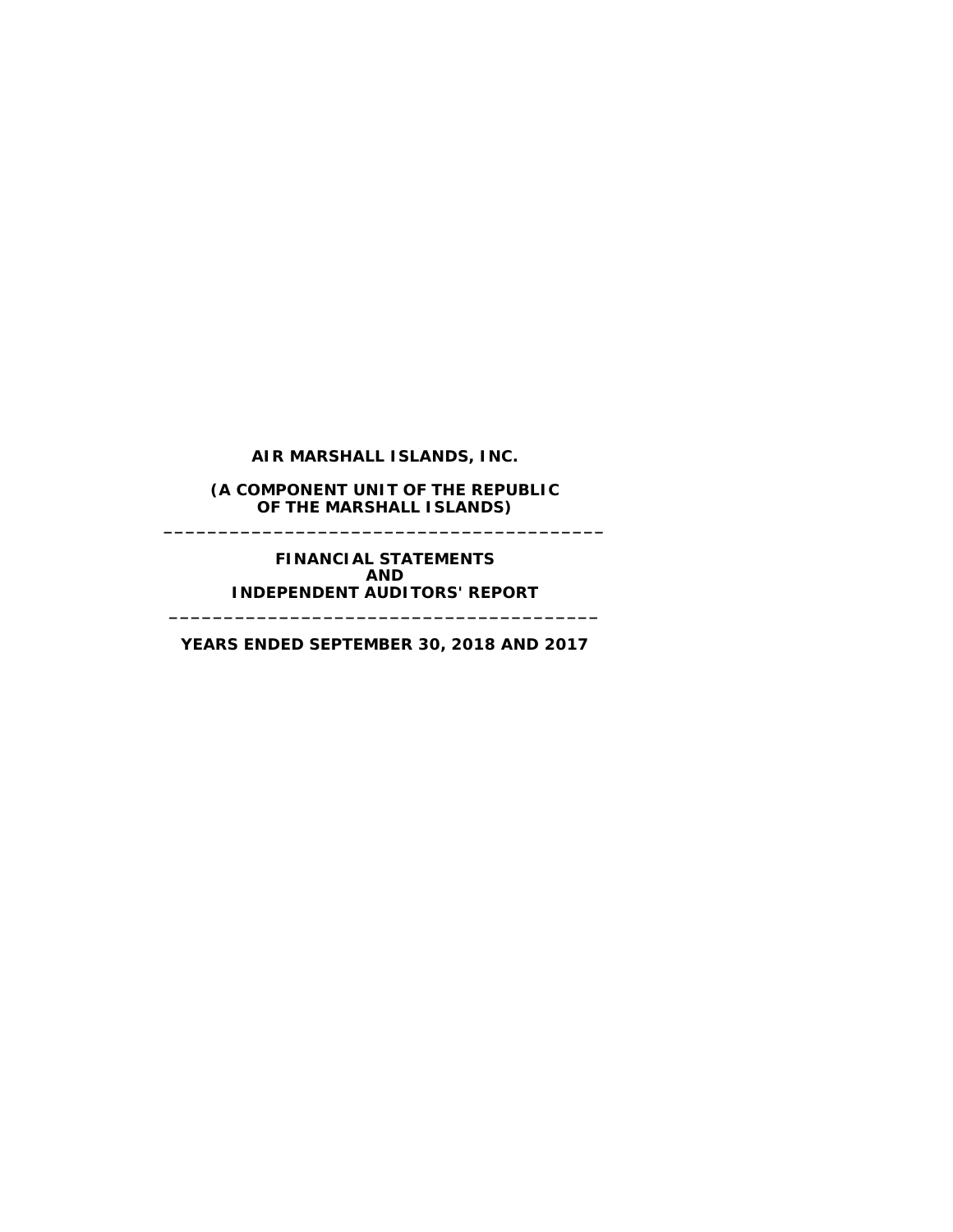# AIR MARSHALL ISLANDS, INC.

## (A COMPONENT UNIT OF THE REPUBLIC OF THE MARSHALL ISLANDS)

---

## FINANCIAL STATEMENTS AND INDEPENDENT AUDITORS' REPORT

---

## YEARS ENDED SEPTEMBER 30, 2018 AND 2017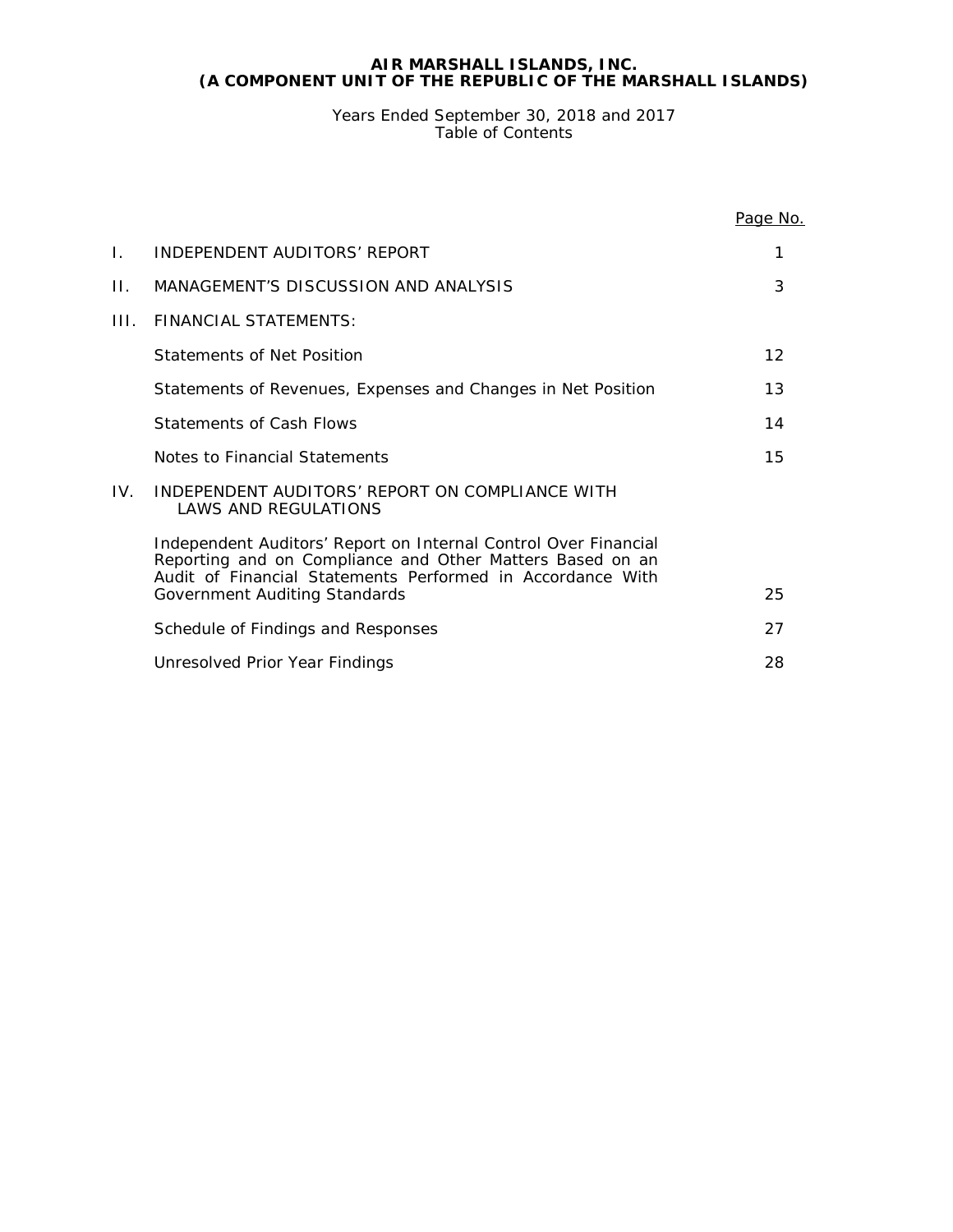# AIR MARSHALL ISLANDS, INC.
## (A COMPONENT UNIT OF THE REPUBLIC OF THE MARSHALL ISLANDS)

Years Ended September 30, 2018 and 2017
Table of Contents

| | | Page No. |
|---|---|---|
| I. | INDEPENDENT AUDITORS' REPORT | 1 |
| II. | MANAGEMENT'S DISCUSSION AND ANALYSIS | 3 |
| III. | FINANCIAL STATEMENTS: | |
| | Statements of Net Position | 12 |
| | Statements of Revenues, Expenses and Changes in Net Position | 13 |
| | Statements of Cash Flows | 14 |
| | Notes to Financial Statements | 15 |
| IV. | INDEPENDENT AUDITORS' REPORT ON COMPLIANCE WITH LAWS AND REGULATIONS | |
| | Independent Auditors' Report on Internal Control Over Financial Reporting and on Compliance and Other Matters Based on an Audit of Financial Statements Performed in Accordance With Government Auditing Standards | 25 |
| | Schedule of Findings and Responses | 27 |
| | Unresolved Prior Year Findings | 28 |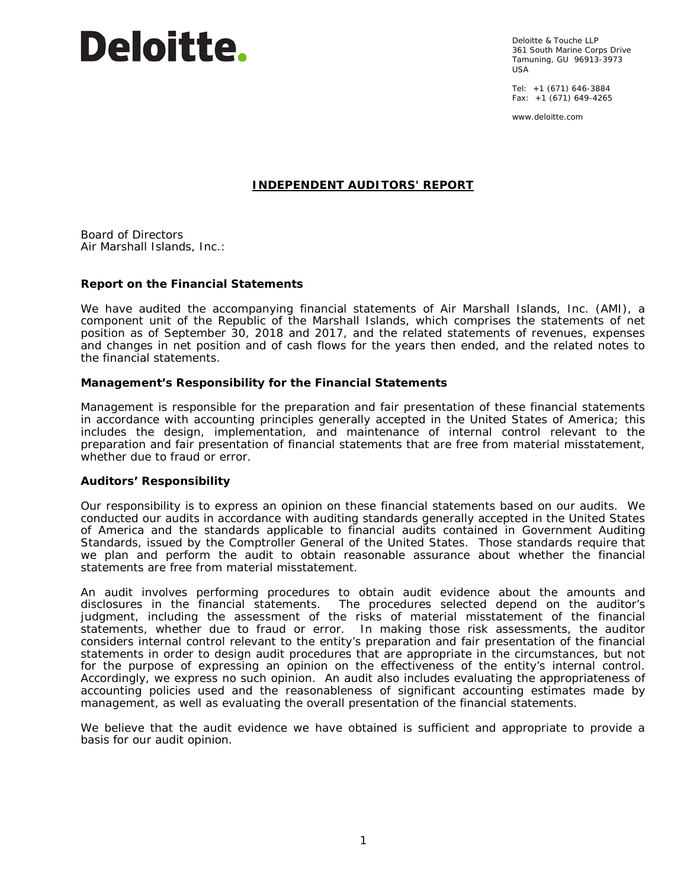Deloitte.

Deloitte & Touche LLP
361 South Marine Corps Drive
Tamuning, GU 96913-3973
USA

Tel: +1 (671) 646-3884
Fax: +1 (671) 649-4265

www.deloitte.com

# INDEPENDENT AUDITORS' REPORT

Board of Directors
Air Marshall Islands, Inc.:

## Report on the Financial Statements

We have audited the accompanying financial statements of Air Marshall Islands, Inc. (AMI), a component unit of the Republic of the Marshall Islands, which comprises the statements of net position as of September 30, 2018 and 2017, and the related statements of revenues, expenses and changes in net position and of cash flows for the years then ended, and the related notes to the financial statements.

## Management's Responsibility for the Financial Statements

Management is responsible for the preparation and fair presentation of these financial statements in accordance with accounting principles generally accepted in the United States of America; this includes the design, implementation, and maintenance of internal control relevant to the preparation and fair presentation of financial statements that are free from material misstatement, whether due to fraud or error.

## Auditors' Responsibility

Our responsibility is to express an opinion on these financial statements based on our audits. We conducted our audits in accordance with auditing standards generally accepted in the United States of America and the standards applicable to financial audits contained in Government Auditing Standards, issued by the Comptroller General of the United States. Those standards require that we plan and perform the audit to obtain reasonable assurance about whether the financial statements are free from material misstatement.

An audit involves performing procedures to obtain audit evidence about the amounts and disclosures in the financial statements. The procedures selected depend on the auditor's judgment, including the assessment of the risks of material misstatement of the financial statements, whether due to fraud or error. In making those risk assessments, the auditor considers internal control relevant to the entity's preparation and fair presentation of the financial statements in order to design audit procedures that are appropriate in the circumstances, but not for the purpose of expressing an opinion on the effectiveness of the entity's internal control. Accordingly, we express no such opinion. An audit also includes evaluating the appropriateness of accounting policies used and the reasonableness of significant accounting estimates made by management, as well as evaluating the overall presentation of the financial statements.

We believe that the audit evidence we have obtained is sufficient and appropriate to provide a basis for our audit opinion.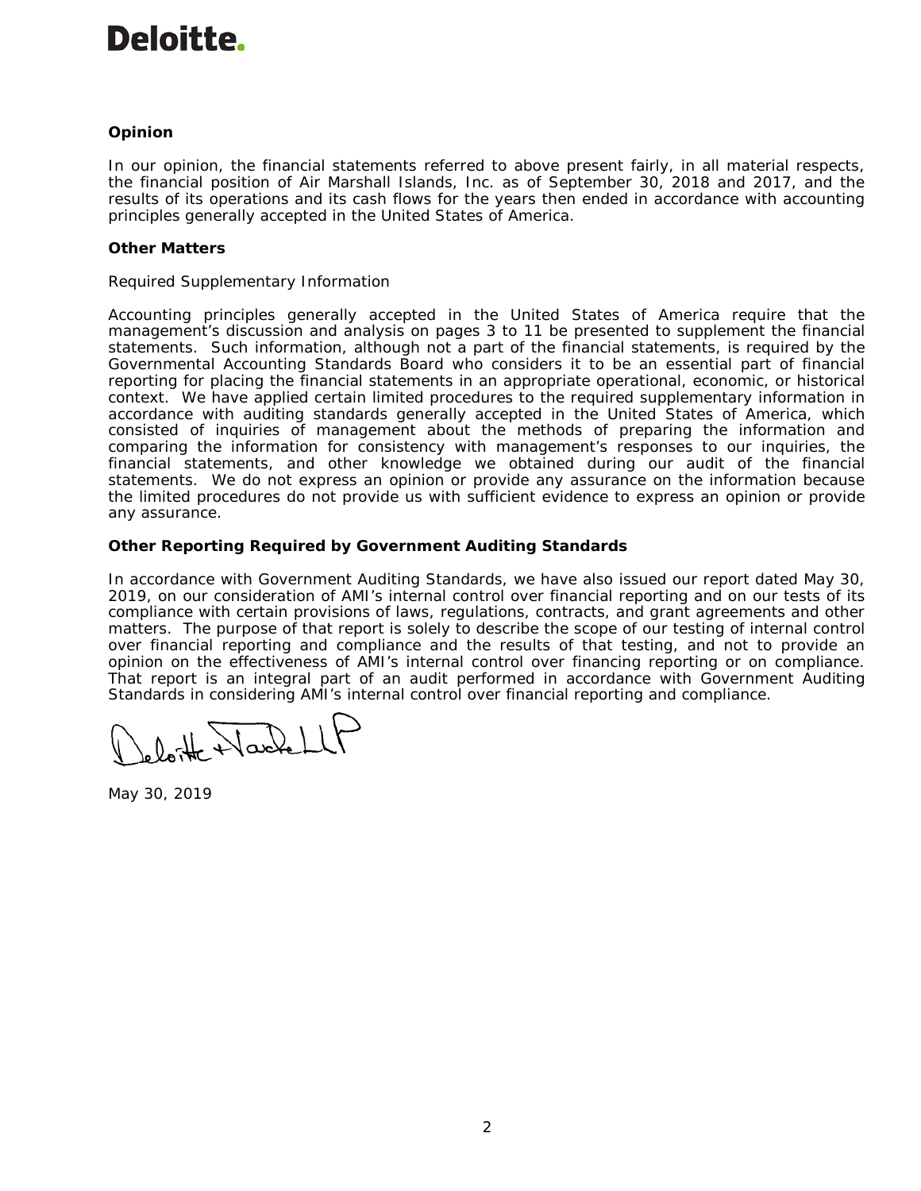**Opinion**

In our opinion, the financial statements referred to above present fairly, in all material respects, the financial position of Air Marshall Islands, Inc. as of September 30, 2018 and 2017, and the results of its operations and its cash flows for the years then ended in accordance with accounting principles generally accepted in the United States of America.

**Other Matters**

Required Supplementary Information

Accounting principles generally accepted in the United States of America require that the management's discussion and analysis on pages 3 to 11 be presented to supplement the financial statements. Such information, although not a part of the financial statements, is required by the Governmental Accounting Standards Board who considers it to be an essential part of financial reporting for placing the financial statements in an appropriate operational, economic, or historical context. We have applied certain limited procedures to the required supplementary information in accordance with auditing standards generally accepted in the United States of America, which consisted of inquiries of management about the methods of preparing the information and comparing the information for consistency with management's responses to our inquiries, the financial statements, and other knowledge we obtained during our audit of the financial statements. We do not express an opinion or provide any assurance on the information because the limited procedures do not provide us with sufficient evidence to express an opinion or provide any assurance.

**Other Reporting Required by Government Auditing Standards**

In accordance with Government Auditing Standards, we have also issued our report dated May 30, 2019, on our consideration of AMI's internal control over financial reporting and on our tests of its compliance with certain provisions of laws, regulations, contracts, and grant agreements and other matters. The purpose of that report is solely to describe the scope of our testing of internal control over financial reporting and compliance and the results of that testing, and not to provide an opinion on the effectiveness of AMI's internal control over financing reporting or on compliance. That report is an integral part of an audit performed in accordance with Government Auditing Standards in considering AMI's internal control over financial reporting and compliance.

Deloitte & Touche LLP

May 30, 2019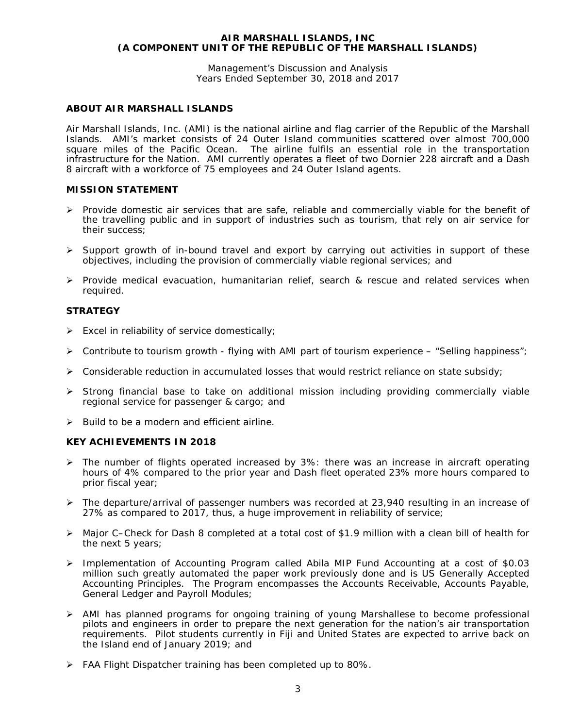# AIR MARSHALL ISLANDS, INC
## (A COMPONENT UNIT OF THE REPUBLIC OF THE MARSHALL ISLANDS)

Management's Discussion and Analysis
Years Ended September 30, 2018 and 2017

## ABOUT AIR MARSHALL ISLANDS

Air Marshall Islands, Inc. (AMI) is the national airline and flag carrier of the Republic of the Marshall Islands. AMI's market consists of 24 Outer Island communities scattered over almost 700,000 square miles of the Pacific Ocean. The airline fulfils an essential role in the transportation infrastructure for the Nation. AMI currently operates a fleet of two Dornier 228 aircraft and a Dash 8 aircraft with a workforce of 75 employees and 24 Outer Island agents.

## MISSION STATEMENT

- Provide domestic air services that are safe, reliable and commercially viable for the benefit of the travelling public and in support of industries such as tourism, that rely on air service for their success;
- Support growth of in-bound travel and export by carrying out activities in support of these objectives, including the provision of commercially viable regional services; and
- Provide medical evacuation, humanitarian relief, search & rescue and related services when required.

## STRATEGY

- Excel in reliability of service domestically;
- Contribute to tourism growth - flying with AMI part of tourism experience – "Selling happiness";
- Considerable reduction in accumulated losses that would restrict reliance on state subsidy;
- Strong financial base to take on additional mission including providing commercially viable regional service for passenger & cargo; and
- Build to be a modern and efficient airline.

## KEY ACHIEVEMENTS IN 2018

- The number of flights operated increased by 3%: there was an increase in aircraft operating hours of 4% compared to the prior year and Dash fleet operated 23% more hours compared to prior fiscal year;
- The departure/arrival of passenger numbers was recorded at 23,940 resulting in an increase of 27% as compared to 2017, thus, a huge improvement in reliability of service;
- Major C–Check for Dash 8 completed at a total cost of $1.9 million with a clean bill of health for the next 5 years;
- Implementation of Accounting Program called Abila MIP Fund Accounting at a cost of $0.03 million such greatly automated the paper work previously done and is US Generally Accepted Accounting Principles. The Program encompasses the Accounts Receivable, Accounts Payable, General Ledger and Payroll Modules;
- AMI has planned programs for ongoing training of young Marshallese to become professional pilots and engineers in order to prepare the next generation for the nation's air transportation requirements. Pilot students currently in Fiji and United States are expected to arrive back on the Island end of January 2019; and
- FAA Flight Dispatcher training has been completed up to 80%.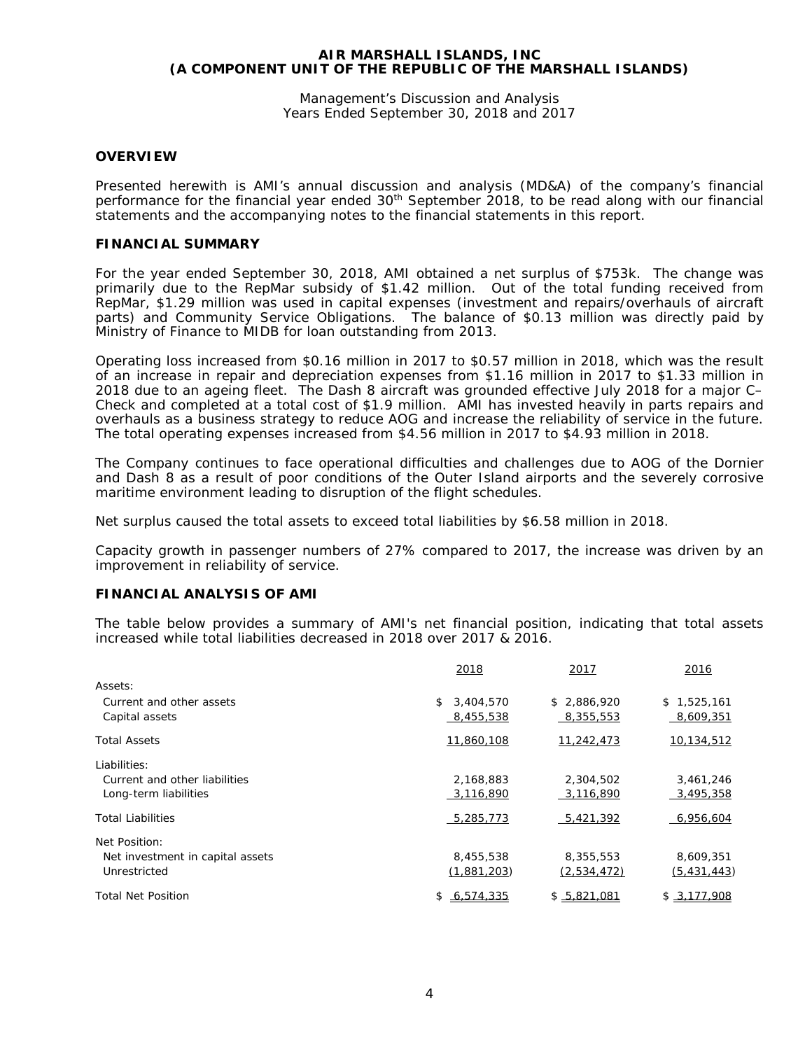**AIR MARSHALL ISLANDS, INC**
**(A COMPONENT UNIT OF THE REPUBLIC OF THE MARSHALL ISLANDS)**

Management's Discussion and Analysis
Years Ended September 30, 2018 and 2017

## OVERVIEW

Presented herewith is AMI's annual discussion and analysis (MD&A) of the company's financial performance for the financial year ended 30th September 2018, to be read along with our financial statements and the accompanying notes to the financial statements in this report.

## FINANCIAL SUMMARY

For the year ended September 30, 2018, AMI obtained a net surplus of $753k. The change was primarily due to the RepMar subsidy of $1.42 million. Out of the total funding received from RepMar, $1.29 million was used in capital expenses (investment and repairs/overhauls of aircraft parts) and Community Service Obligations. The balance of $0.13 million was directly paid by Ministry of Finance to MIDB for loan outstanding from 2013.

Operating loss increased from $0.16 million in 2017 to $0.57 million in 2018, which was the result of an increase in repair and depreciation expenses from $1.16 million in 2017 to $1.33 million in 2018 due to an ageing fleet. The Dash 8 aircraft was grounded effective July 2018 for a major C–Check and completed at a total cost of $1.9 million. AMI has invested heavily in parts repairs and overhauls as a business strategy to reduce AOG and increase the reliability of service in the future. The total operating expenses increased from $4.56 million in 2017 to $4.93 million in 2018.

The Company continues to face operational difficulties and challenges due to AOG of the Dornier and Dash 8 as a result of poor conditions of the Outer Island airports and the severely corrosive maritime environment leading to disruption of the flight schedules.

Net surplus caused the total assets to exceed total liabilities by $6.58 million in 2018.

Capacity growth in passenger numbers of 27% compared to 2017, the increase was driven by an improvement in reliability of service.

## FINANCIAL ANALYSIS OF AMI

The table below provides a summary of AMI's net financial position, indicating that total assets increased while total liabilities decreased in 2018 over 2017 & 2016.

| | 2018 | 2017 | 2016 |
|---|---|---|---|
| Assets: | | | |
| Current and other assets | $ 3,404,570 | $ 2,886,920 | $ 1,525,161 |
| Capital assets | 8,455,538 | 8,355,553 | 8,609,351 |
| Total Assets | 11,860,108 | 11,242,473 | 10,134,512 |
| Liabilities: | | | |
| Current and other liabilities | 2,168,883 | 2,304,502 | 3,461,246 |
| Long-term liabilities | 3,116,890 | 3,116,890 | 3,495,358 |
| Total Liabilities | 5,285,773 | 5,421,392 | 6,956,604 |
| Net Position: | | | |
| Net investment in capital assets | 8,455,538 | 8,355,553 | 8,609,351 |
| Unrestricted | (1,881,203) | (2,534,472) | (5,431,443) |
| Total Net Position | $ 6,574,335 | $ 5,821,081 | $ 3,177,908 |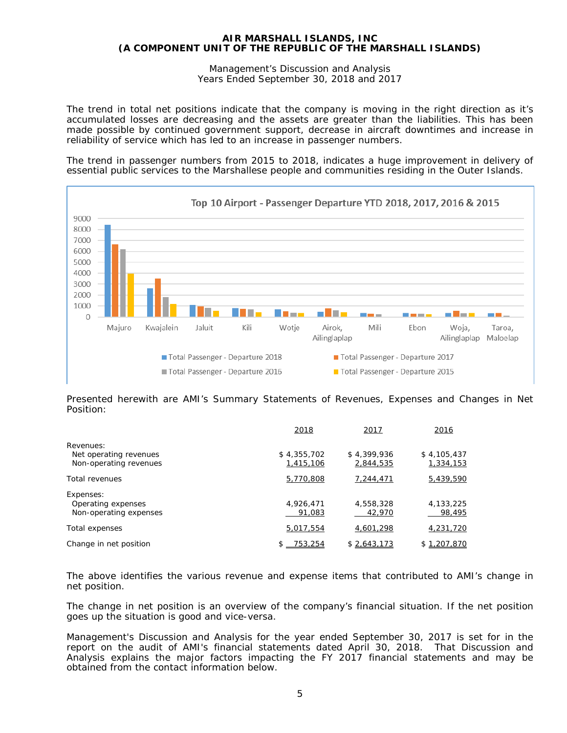The trend in total net positions indicate that the company is moving in the right direction as it's accumulated losses are decreasing and the assets are greater than the liabilities. This has been made possible by continued government support, decrease in aircraft downtimes and increase in reliability of service which has led to an increase in passenger numbers.

The trend in passenger numbers from 2015 to 2018, indicates a huge improvement in delivery of essential public services to the Marshallese people and communities residing in the Outer Islands.

Top 10 Airport - Passenger Departure YTD 2018, 2017, 2016 & 2015

Presented herewith are AMI's Summary Statements of Revenues, Expenses and Changes in Net Position:

| | 2018 | 2017 | 2016 |
|---|---|---|---|
| Revenues: | | | |
| Net operating revenues | $ 4,355,702 | $ 4,399,936 | $ 4,105,437 |
| Non-operating revenues | 1,415,106 | 2,844,535 | 1,334,153 |
| Total revenues | 5,770,808 | 7,244,471 | 5,439,590 |
| Expenses: | | | |
| Operating expenses | 4,926,471 | 4,558,328 | 4,133,225 |
| Non-operating expenses | 91,083 | 42,970 | 98,495 |
| Total expenses | 5,017,554 | 4,601,298 | 4,231,720 |
| Change in net position | $ 753,254 | $ 2,643,173 | $ 1,207,870 |

The above identifies the various revenue and expense items that contributed to AMI's change in net position.

The change in net position is an overview of the company's financial situation. If the net position goes up the situation is good and vice-versa.

Management's Discussion and Analysis for the year ended September 30, 2017 is set for in the report on the audit of AMI's financial statements dated April 30, 2018. That Discussion and Analysis explains the major factors impacting the FY 2017 financial statements and may be obtained from the contact information below.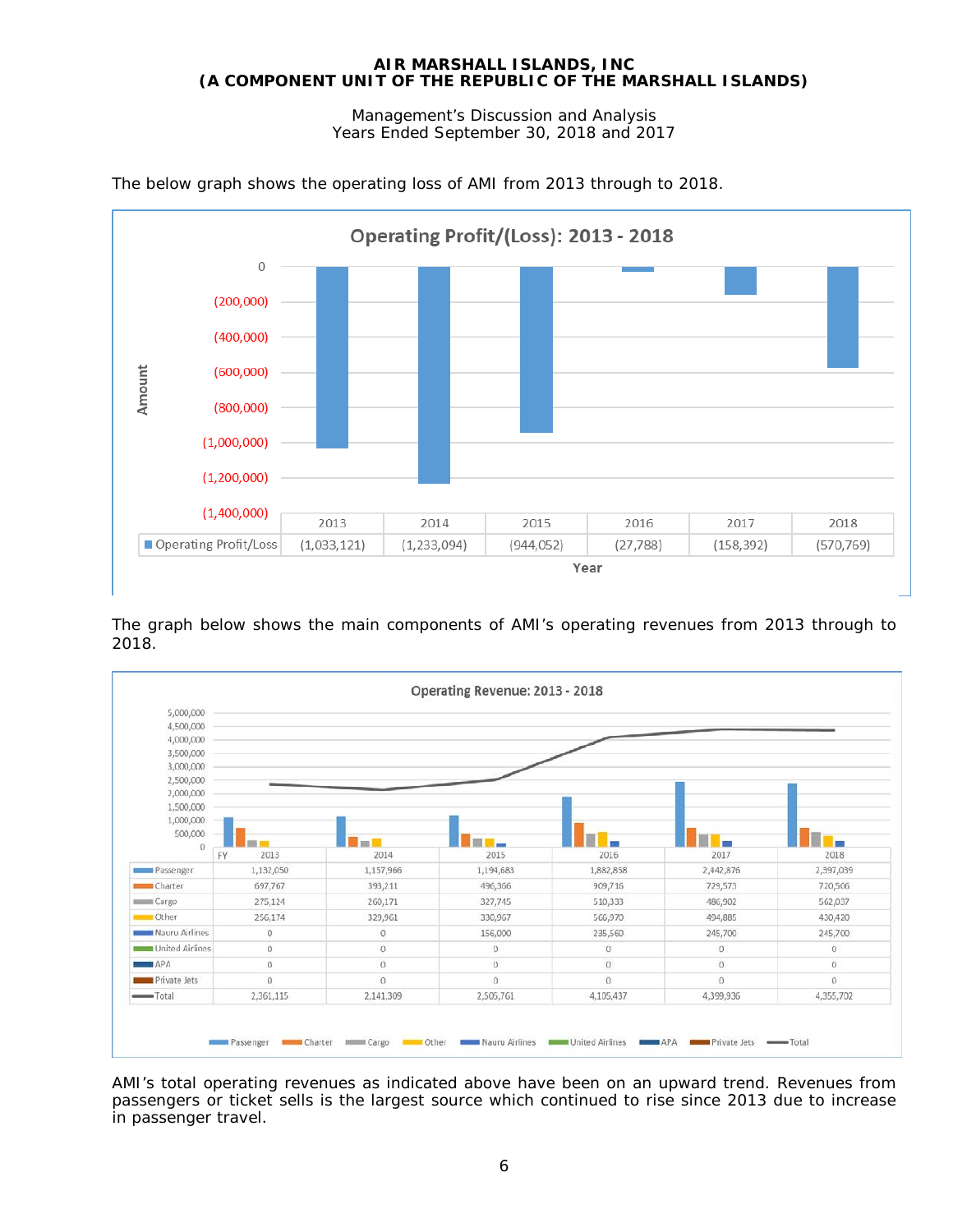The below graph shows the operating loss of AMI from 2013 through to 2018.

**Operating Profit/(Loss): 2013 - 2018**

| | 2013 | 2014 | 2015 | 2016 | 2017 | 2018 |
|---|---|---|---|---|---|---|
| Operating Profit/Loss | (1,033,121) | (1,233,094) | (944,052) | (27,788) | (158,392) | (570,769) |

The graph below shows the main components of AMI's operating revenues from 2013 through to 2018.

**Operating Revenue: 2013 - 2018**

| FY | 2013 | 2014 | 2015 | 2016 | 2017 | 2018 |
|---|---|---|---|---|---|---|
| Passenger | 1,132,050 | 1,157,966 | 1,194,683 | 1,882,858 | 2,442,876 | 2,397,039 |
| Charter | 697,767 | 393,211 | 496,366 | 909,716 | 729,573 | 720,506 |
| Cargo | 275,124 | 260,171 | 327,745 | 510,333 | 486,902 | 562,037 |
| Other | 256,174 | 329,961 | 330,967 | 566,970 | 494,885 | 430,420 |
| Nauru Airlines | 0 | 0 | 156,000 | 235,560 | 245,700 | 245,700 |
| United Airlines | 0 | 0 | 0 | 0 | 0 | 0 |
| APA | 0 | 0 | 0 | 0 | 0 | 0 |
| Private Jets | 0 | 0 | 0 | 0 | 0 | 0 |
| Total | 2,361,115 | 2,141,309 | 2,505,761 | 4,105,437 | 4,399,936 | 4,355,702 |

AMI's total operating revenues as indicated above have been on an upward trend. Revenues from passengers or ticket sells is the largest source which continued to rise since 2013 due to increase in passenger travel.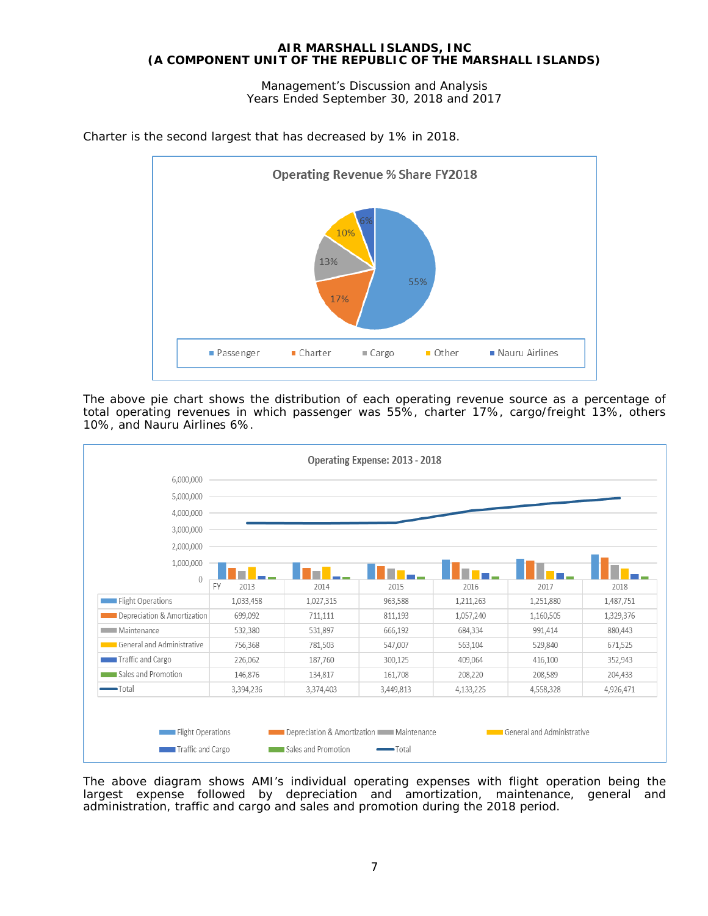Charter is the second largest that has decreased by 1% in 2018.

**Operating Revenue % Share FY2018**

- Passenger: 55%
- Charter: 17%
- Cargo: 13%
- Other: 10%
- Nauru Airlines: 6%

The above pie chart shows the distribution of each operating revenue source as a percentage of total operating revenues in which passenger was 55%, charter 17%, cargo/freight 13%, others 10%, and Nauru Airlines 6%.

**Operating Expense: 2013 - 2018**

| FY | 2013 | 2014 | 2015 | 2016 | 2017 | 2018 |
|---|---|---|---|---|---|---|
| Flight Operations | 1,033,458 | 1,027,315 | 963,588 | 1,211,263 | 1,251,880 | 1,487,751 |
| Depreciation & Amortization | 699,092 | 711,111 | 811,193 | 1,057,240 | 1,160,505 | 1,329,376 |
| Maintenance | 532,380 | 531,897 | 666,192 | 684,334 | 991,414 | 880,443 |
| General and Administrative | 756,368 | 781,503 | 547,007 | 563,104 | 529,840 | 671,525 |
| Traffic and Cargo | 226,062 | 187,760 | 300,125 | 409,064 | 416,100 | 352,943 |
| Sales and Promotion | 146,876 | 134,817 | 161,708 | 208,220 | 208,589 | 204,433 |
| Total | 3,394,236 | 3,374,403 | 3,449,813 | 4,133,225 | 4,558,328 | 4,926,471 |

The above diagram shows AMI's individual operating expenses with flight operation being the largest expense followed by depreciation and amortization, maintenance, general and administration, traffic and cargo and sales and promotion during the 2018 period.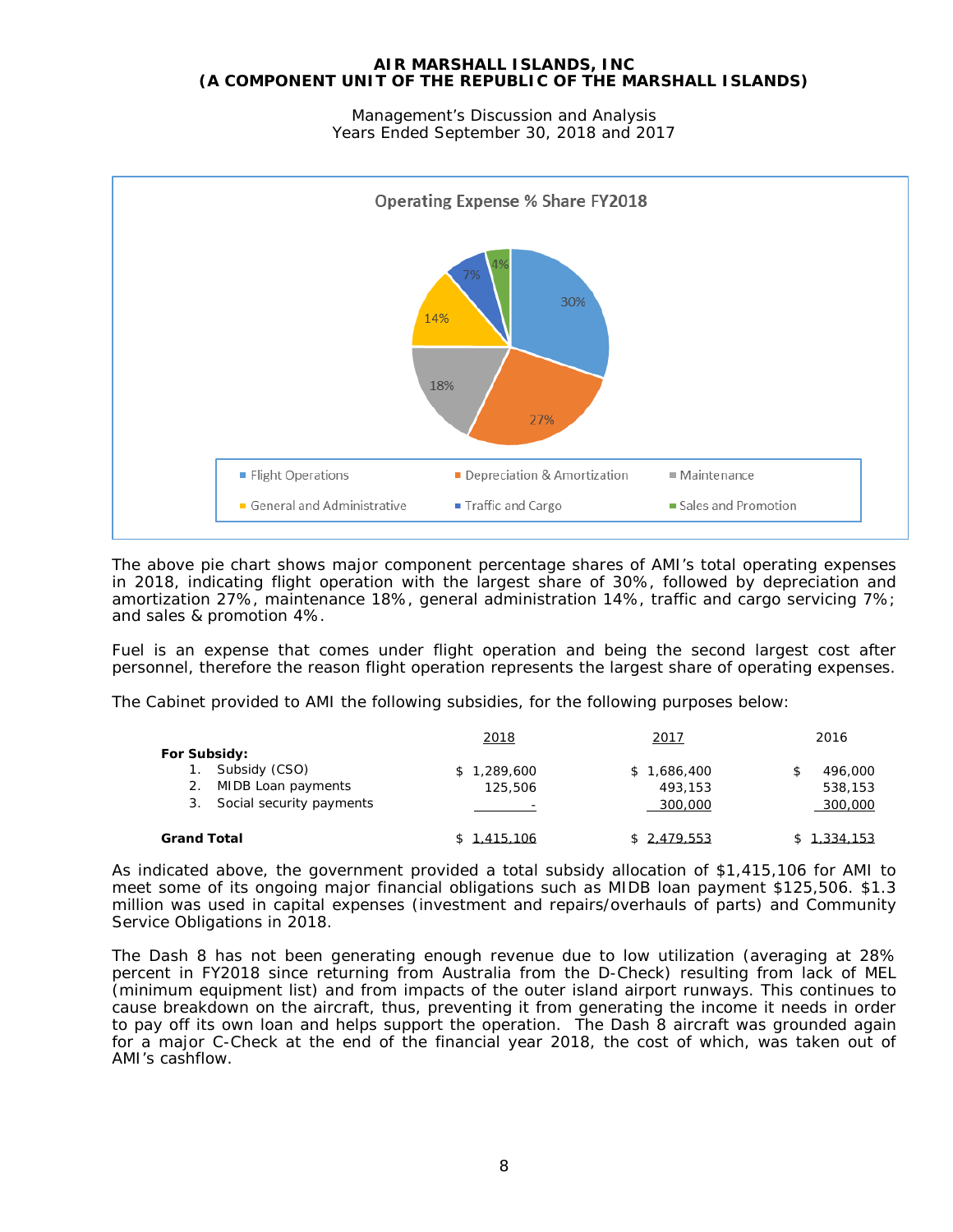Operating Expense % Share FY2018

The above pie chart shows major component percentage shares of AMI's total operating expenses in 2018, indicating flight operation with the largest share of 30%, followed by depreciation and amortization 27%, maintenance 18%, general administration 14%, traffic and cargo servicing 7%; and sales & promotion 4%.

Fuel is an expense that comes under flight operation and being the second largest cost after personnel, therefore the reason flight operation represents the largest share of operating expenses.

The Cabinet provided to AMI the following subsidies, for the following purposes below:

| | 2018 | 2017 | 2016 |
|---|---|---|---|
| **For Subsidy:** | | | |
| 1. Subsidy (CSO) | $ 1,289,600 | $ 1,686,400 | $ 496,000 |
| 2. MIDB Loan payments | 125,506 | 493,153 | 538,153 |
| 3. Social security payments | - | 300,000 | 300,000 |
| **Grand Total** | $ 1,415,106 | $ 2,479,553 | $ 1,334,153 |

As indicated above, the government provided a total subsidy allocation of $1,415,106 for AMI to meet some of its ongoing major financial obligations such as MIDB loan payment $125,506. $1.3 million was used in capital expenses (investment and repairs/overhauls of parts) and Community Service Obligations in 2018.

The Dash 8 has not been generating enough revenue due to low utilization (averaging at 28% percent in FY2018 since returning from Australia from the D-Check) resulting from lack of MEL (minimum equipment list) and from impacts of the outer island airport runways. This continues to cause breakdown on the aircraft, thus, preventing it from generating the income it needs in order to pay off its own loan and helps support the operation. The Dash 8 aircraft was grounded again for a major C-Check at the end of the financial year 2018, the cost of which, was taken out of AMI's cashflow.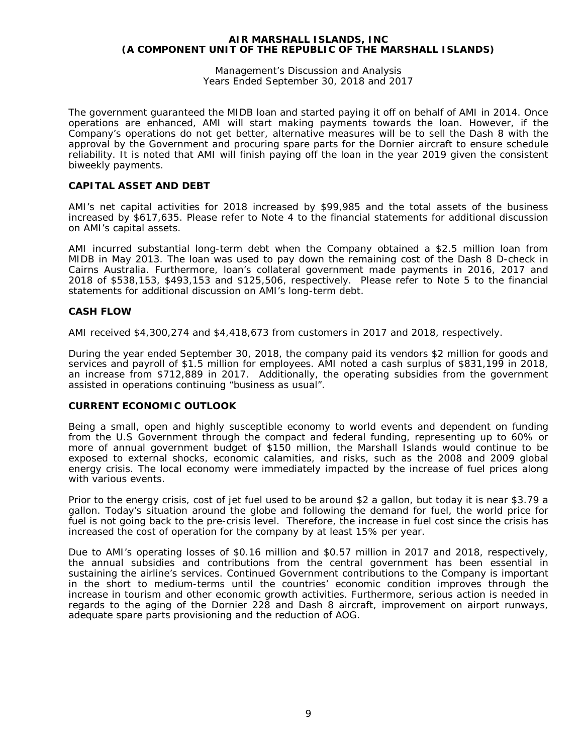The government guaranteed the MIDB loan and started paying it off on behalf of AMI in 2014. Once operations are enhanced, AMI will start making payments towards the loan. However, if the Company's operations do not get better, alternative measures will be to sell the Dash 8 with the approval by the Government and procuring spare parts for the Dornier aircraft to ensure schedule reliability. It is noted that AMI will finish paying off the loan in the year 2019 given the consistent biweekly payments.

## CAPITAL ASSET AND DEBT

AMI's net capital activities for 2018 increased by $99,985 and the total assets of the business increased by $617,635. Please refer to Note 4 to the financial statements for additional discussion on AMI's capital assets.

AMI incurred substantial long-term debt when the Company obtained a $2.5 million loan from MIDB in May 2013. The loan was used to pay down the remaining cost of the Dash 8 D-check in Cairns Australia. Furthermore, loan's collateral government made payments in 2016, 2017 and 2018 of $538,153, $493,153 and $125,506, respectively. Please refer to Note 5 to the financial statements for additional discussion on AMI's long-term debt.

## CASH FLOW

AMI received $4,300,274 and $4,418,673 from customers in 2017 and 2018, respectively.

During the year ended September 30, 2018, the company paid its vendors $2 million for goods and services and payroll of $1.5 million for employees. AMI noted a cash surplus of $831,199 in 2018, an increase from $712,889 in 2017. Additionally, the operating subsidies from the government assisted in operations continuing "business as usual".

## CURRENT ECONOMIC OUTLOOK

Being a small, open and highly susceptible economy to world events and dependent on funding from the U.S Government through the compact and federal funding, representing up to 60% or more of annual government budget of $150 million, the Marshall Islands would continue to be exposed to external shocks, economic calamities, and risks, such as the 2008 and 2009 global energy crisis. The local economy were immediately impacted by the increase of fuel prices along with various events.

Prior to the energy crisis, cost of jet fuel used to be around $2 a gallon, but today it is near $3.79 a gallon. Today's situation around the globe and following the demand for fuel, the world price for fuel is not going back to the pre-crisis level. Therefore, the increase in fuel cost since the crisis has increased the cost of operation for the company by at least 15% per year.

Due to AMI's operating losses of $0.16 million and $0.57 million in 2017 and 2018, respectively, the annual subsidies and contributions from the central government has been essential in sustaining the airline's services. Continued Government contributions to the Company is important in the short to medium-terms until the countries' economic condition improves through the increase in tourism and other economic growth activities. Furthermore, serious action is needed in regards to the aging of the Dornier 228 and Dash 8 aircraft, improvement on airport runways, adequate spare parts provisioning and the reduction of AOG.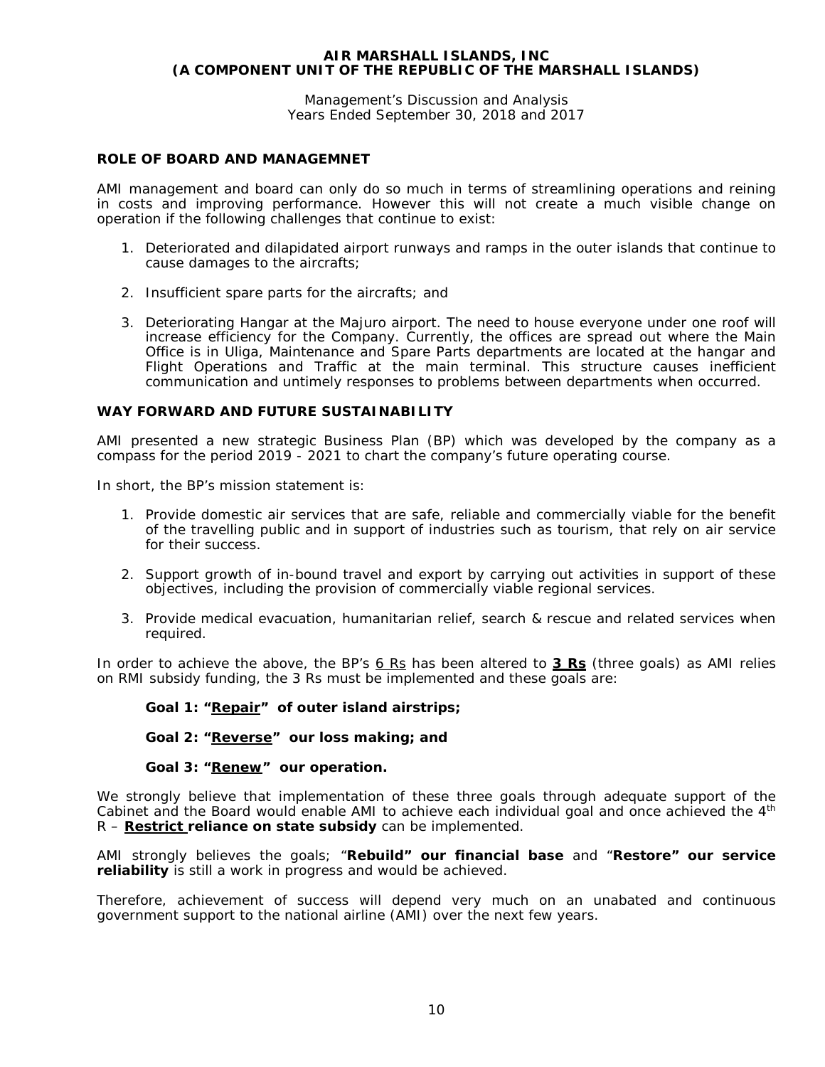## ROLE OF BOARD AND MANAGEMNET

AMI management and board can only do so much in terms of streamlining operations and reining in costs and improving performance. However this will not create a much visible change on operation if the following challenges that continue to exist:

1. Deteriorated and dilapidated airport runways and ramps in the outer islands that continue to cause damages to the aircrafts;

2. Insufficient spare parts for the aircrafts; and

3. Deteriorating Hangar at the Majuro airport. The need to house everyone under one roof will increase efficiency for the Company. Currently, the offices are spread out where the Main Office is in Uliga, Maintenance and Spare Parts departments are located at the hangar and Flight Operations and Traffic at the main terminal. This structure causes inefficient communication and untimely responses to problems between departments when occurred.

## WAY FORWARD AND FUTURE SUSTAINABILITY

AMI presented a new strategic Business Plan (BP) which was developed by the company as a compass for the period 2019 - 2021 to chart the company's future operating course.

In short, the BP's mission statement is:

1. Provide domestic air services that are safe, reliable and commercially viable for the benefit of the travelling public and in support of industries such as tourism, that rely on air service for their success.

2. Support growth of in-bound travel and export by carrying out activities in support of these objectives, including the provision of commercially viable regional services.

3. Provide medical evacuation, humanitarian relief, search & rescue and related services when required.

In order to achieve the above, the BP's 6 Rs has been altered to **3 Rs** (three goals) as AMI relies on RMI subsidy funding, the 3 Rs must be implemented and these goals are:

**Goal 1: "Repair" of outer island airstrips;**

**Goal 2: "Reverse" our loss making; and**

**Goal 3: "Renew" our operation.**

We strongly believe that implementation of these three goals through adequate support of the Cabinet and the Board would enable AMI to achieve each individual goal and once achieved the 4th R – **Restrict reliance on state subsidy** can be implemented.

AMI strongly believes the goals; "**Rebuild" our financial base** and "**Restore" our service reliability** is still a work in progress and would be achieved.

Therefore, achievement of success will depend very much on an unabated and continuous government support to the national airline (AMI) over the next few years.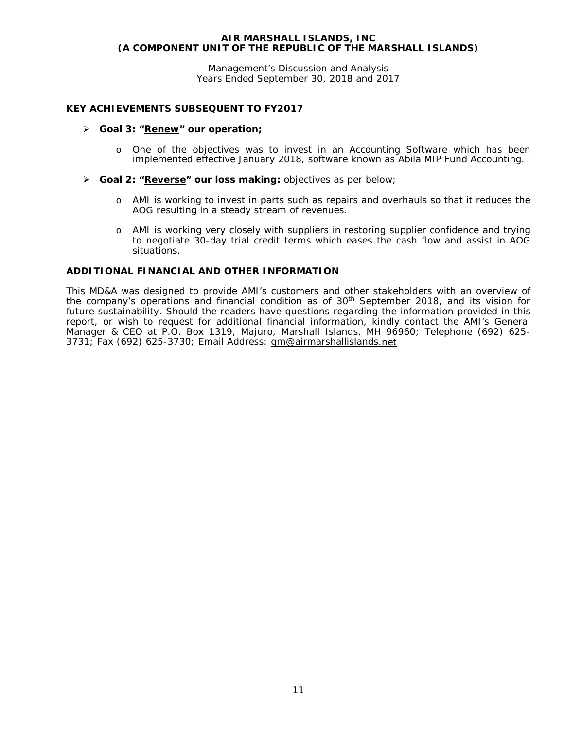## KEY ACHIEVEMENTS SUBSEQUENT TO FY2017

- **Goal 3: "Renew" our operation;**
  - One of the objectives was to invest in an Accounting Software which has been implemented effective January 2018, software known as Abila MIP Fund Accounting.

- **Goal 2: "Reverse" our loss making:** objectives as per below;
  - AMI is working to invest in parts such as repairs and overhauls so that it reduces the AOG resulting in a steady stream of revenues.
  - AMI is working very closely with suppliers in restoring supplier confidence and trying to negotiate 30-day trial credit terms which eases the cash flow and assist in AOG situations.

## ADDITIONAL FINANCIAL AND OTHER INFORMATION

This MD&A was designed to provide AMI's customers and other stakeholders with an overview of the company's operations and financial condition as of 30th September 2018, and its vision for future sustainability. Should the readers have questions regarding the information provided in this report, or wish to request for additional financial information, kindly contact the AMI's General Manager & CEO at P.O. Box 1319, Majuro, Marshall Islands, MH 96960; Telephone (692) 625-3731; Fax (692) 625-3730; Email Address: gm@airmarshallislands.net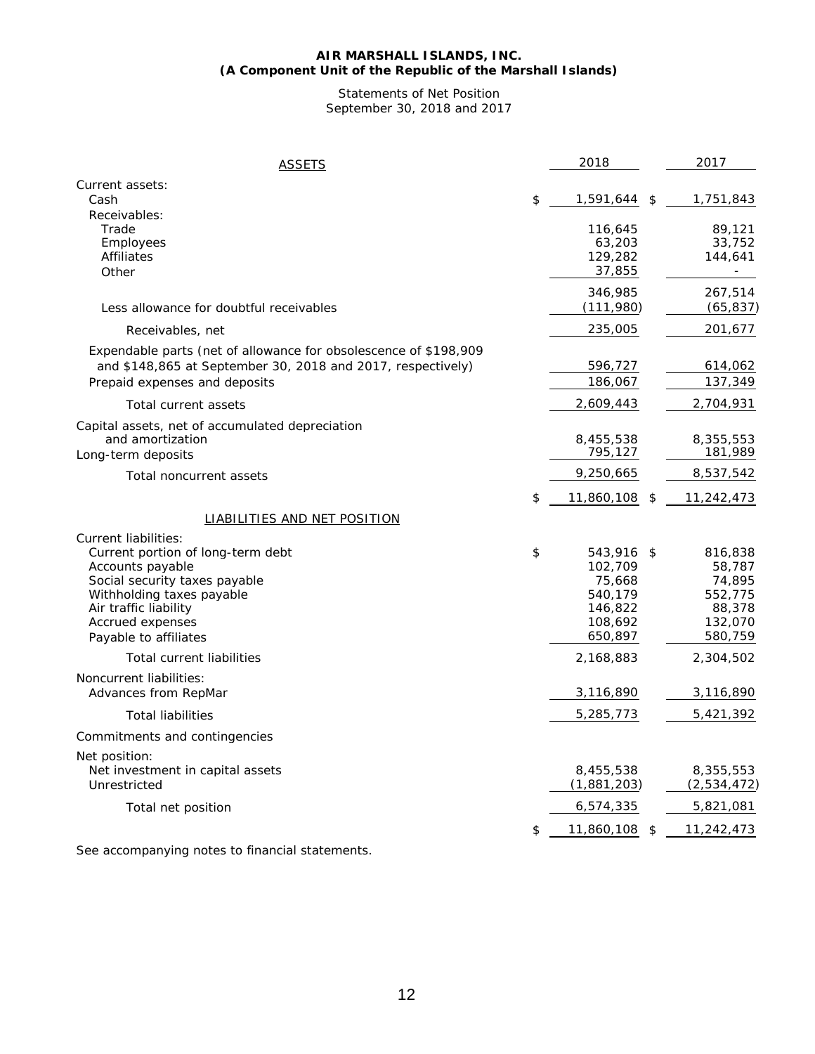**AIR MARSHALL ISLANDS, INC.**
**(A Component Unit of the Republic of the Marshall Islands)**

Statements of Net Position
September 30, 2018 and 2017

| ASSETS | 2018 | 2017 |
|---|---|---|
| Current assets: | | |
| Cash | $ 1,591,644 | $ 1,751,843 |
| Receivables: | | |
| Trade | 116,645 | 89,121 |
| Employees | 63,203 | 33,752 |
| Affiliates | 129,282 | 144,641 |
| Other | 37,855 | - |
| | 346,985 | 267,514 |
| Less allowance for doubtful receivables | (111,980) | (65,837) |
| Receivables, net | 235,005 | 201,677 |
| Expendable parts (net of allowance for obsolescence of $198,909 and $148,865 at September 30, 2018 and 2017, respectively) | 596,727 | 614,062 |
| Prepaid expenses and deposits | 186,067 | 137,349 |
| Total current assets | 2,609,443 | 2,704,931 |
| Capital assets, net of accumulated depreciation and amortization | 8,455,538 | 8,355,553 |
| Long-term deposits | 795,127 | 181,989 |
| Total noncurrent assets | 9,250,665 | 8,537,542 |
| | $ 11,860,108 | $ 11,242,473 |
| LIABILITIES AND NET POSITION | | |
| Current liabilities: | | |
| Current portion of long-term debt | $ 543,916 | $ 816,838 |
| Accounts payable | 102,709 | 58,787 |
| Social security taxes payable | 75,668 | 74,895 |
| Withholding taxes payable | 540,179 | 552,775 |
| Air traffic liability | 146,822 | 88,378 |
| Accrued expenses | 108,692 | 132,070 |
| Payable to affiliates | 650,897 | 580,759 |
| Total current liabilities | 2,168,883 | 2,304,502 |
| Noncurrent liabilities: | | |
| Advances from RepMar | 3,116,890 | 3,116,890 |
| Total liabilities | 5,285,773 | 5,421,392 |
| Commitments and contingencies | | |
| Net position: | | |
| Net investment in capital assets | 8,455,538 | 8,355,553 |
| Unrestricted | (1,881,203) | (2,534,472) |
| Total net position | 6,574,335 | 5,821,081 |
| | $ 11,860,108 | $ 11,242,473 |

See accompanying notes to financial statements.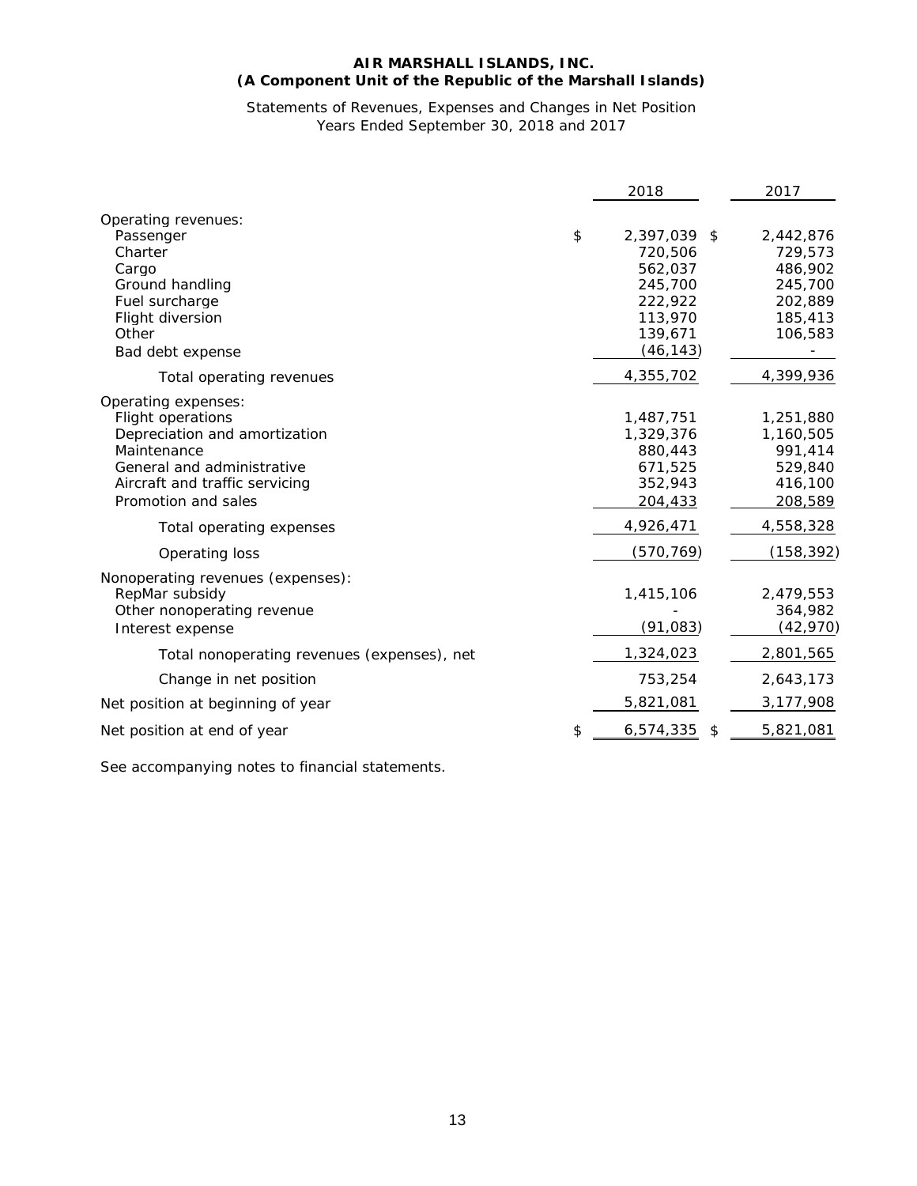**AIR MARSHALL ISLANDS, INC.**
**(A Component Unit of the Republic of the Marshall Islands)**

Statements of Revenues, Expenses and Changes in Net Position
Years Ended September 30, 2018 and 2017

| | 2018 | 2017 |
|---|---|---|
| Operating revenues: | | |
| Passenger | $ 2,397,039 | $ 2,442,876 |
| Charter | 720,506 | 729,573 |
| Cargo | 562,037 | 486,902 |
| Ground handling | 245,700 | 245,700 |
| Fuel surcharge | 222,922 | 202,889 |
| Flight diversion | 113,970 | 185,413 |
| Other | 139,671 | 106,583 |
| Bad debt expense | (46,143) | - |
| Total operating revenues | 4,355,702 | 4,399,936 |
| Operating expenses: | | |
| Flight operations | 1,487,751 | 1,251,880 |
| Depreciation and amortization | 1,329,376 | 1,160,505 |
| Maintenance | 880,443 | 991,414 |
| General and administrative | 671,525 | 529,840 |
| Aircraft and traffic servicing | 352,943 | 416,100 |
| Promotion and sales | 204,433 | 208,589 |
| Total operating expenses | 4,926,471 | 4,558,328 |
| Operating loss | (570,769) | (158,392) |
| Nonoperating revenues (expenses): | | |
| RepMar subsidy | 1,415,106 | 2,479,553 |
| Other nonoperating revenue | - | 364,982 |
| Interest expense | (91,083) | (42,970) |
| Total nonoperating revenues (expenses), net | 1,324,023 | 2,801,565 |
| Change in net position | 753,254 | 2,643,173 |
| Net position at beginning of year | 5,821,081 | 3,177,908 |
| Net position at end of year | $ 6,574,335 | $ 5,821,081 |

See accompanying notes to financial statements.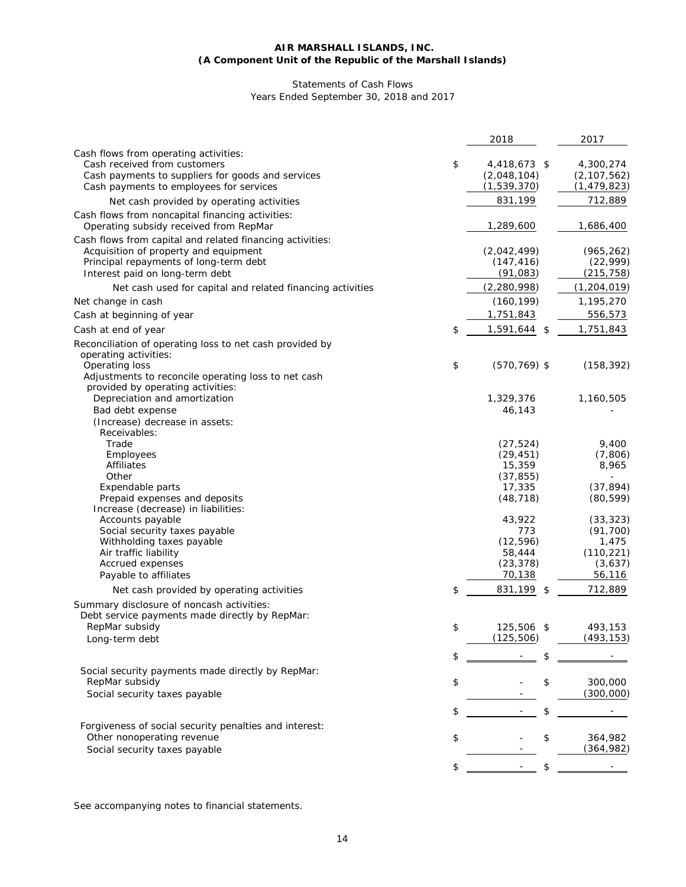**AIR MARSHALL ISLANDS, INC.**
**(A Component Unit of the Republic of the Marshall Islands)**

Statements of Cash Flows
Years Ended September 30, 2018 and 2017

| | 2018 | 2017 |
|---|---|---|
| Cash flows from operating activities: | | |
| Cash received from customers | $ 4,418,673 | $ 4,300,274 |
| Cash payments to suppliers for goods and services | (2,048,104) | (2,107,562) |
| Cash payments to employees for services | (1,539,370) | (1,479,823) |
| Net cash provided by operating activities | 831,199 | 712,889 |
| Cash flows from noncapital financing activities: | | |
| Operating subsidy received from RepMar | 1,289,600 | 1,686,400 |
| Cash flows from capital and related financing activities: | | |
| Acquisition of property and equipment | (2,042,499) | (965,262) |
| Principal repayments of long-term debt | (147,416) | (22,999) |
| Interest paid on long-term debt | (91,083) | (215,758) |
| Net cash used for capital and related financing activities | (2,280,998) | (1,204,019) |
| Net change in cash | (160,199) | 1,195,270 |
| Cash at beginning of year | 1,751,843 | 556,573 |
| Cash at end of year | $ 1,591,644 | $ 1,751,843 |
| Reconciliation of operating loss to net cash provided by operating activities: | | |
| Operating loss | $ (570,769) | $ (158,392) |
| Adjustments to reconcile operating loss to net cash provided by operating activities: | | |
| Depreciation and amortization | 1,329,376 | 1,160,505 |
| Bad debt expense | 46,143 | - |
| (Increase) decrease in assets: | | |
| Receivables: | | |
| Trade | (27,524) | 9,400 |
| Employees | (29,451) | (7,806) |
| Affiliates | 15,359 | 8,965 |
| Other | (37,855) | - |
| Expendable parts | 17,335 | (37,894) |
| Prepaid expenses and deposits | (48,718) | (80,599) |
| Increase (decrease) in liabilities: | | |
| Accounts payable | 43,922 | (33,323) |
| Social security taxes payable | 773 | (91,700) |
| Withholding taxes payable | (12,596) | 1,475 |
| Air traffic liability | 58,444 | (110,221) |
| Accrued expenses | (23,378) | (3,637) |
| Payable to affiliates | 70,138 | 56,116 |
| Net cash provided by operating activities | $ 831,199 | $ 712,889 |
| Summary disclosure of noncash activities: | | |
| Debt service payments made directly by RepMar: | | |
| RepMar subsidy | $ 125,506 | $ 493,153 |
| Long-term debt | (125,506) | (493,153) |
| | $ - | $ - |
| Social security payments made directly by RepMar: | | |
| RepMar subsidy | $ - | $ 300,000 |
| Social security taxes payable | - | (300,000) |
| | $ - | $ - |
| Forgiveness of social security penalties and interest: | | |
| Other nonoperating revenue | $ - | $ 364,982 |
| Social security taxes payable | - | (364,982) |
| | $ - | $ - |

See accompanying notes to financial statements.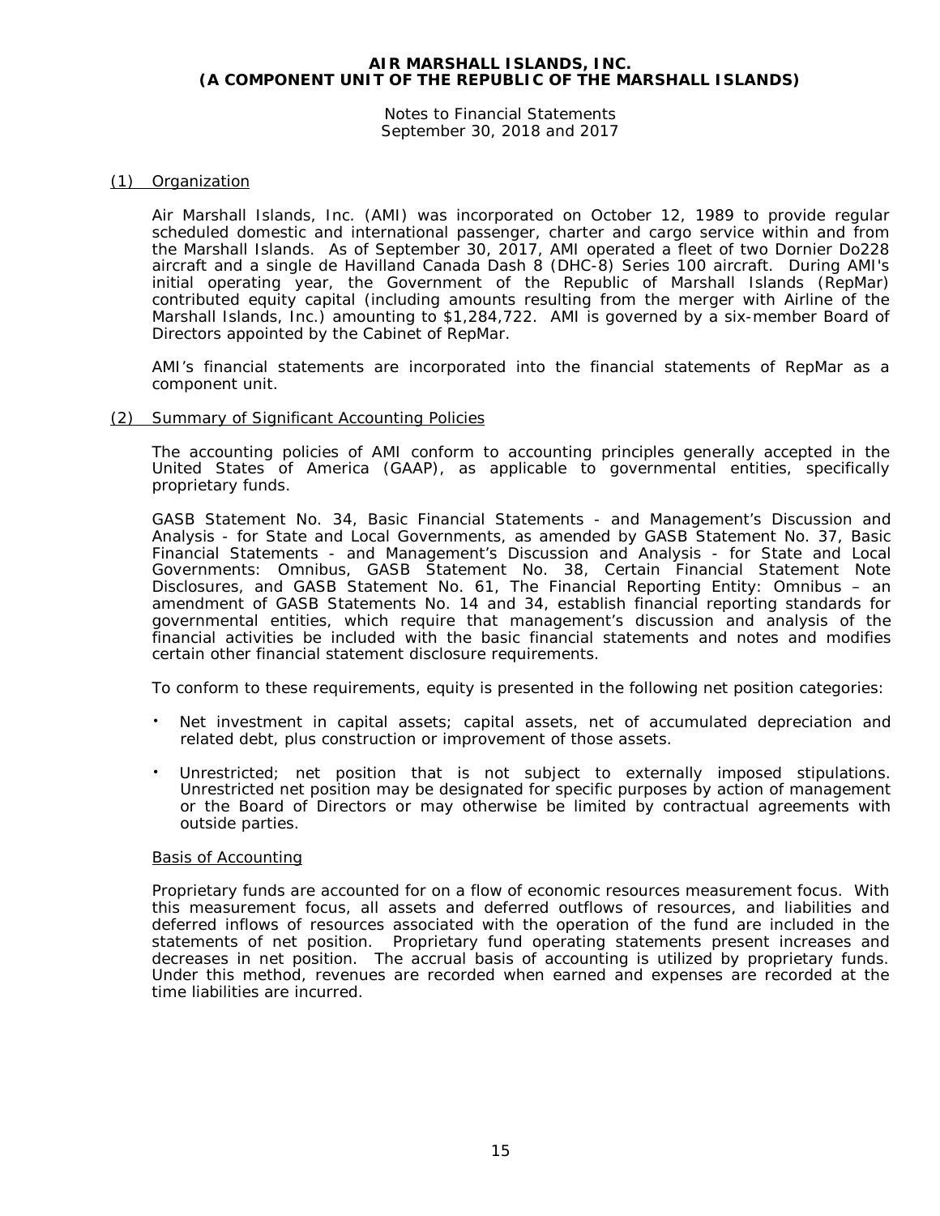# AIR MARSHALL ISLANDS, INC.
## (A COMPONENT UNIT OF THE REPUBLIC OF THE MARSHALL ISLANDS)

Notes to Financial Statements
September 30, 2018 and 2017

### (1) Organization

Air Marshall Islands, Inc. (AMI) was incorporated on October 12, 1989 to provide regular scheduled domestic and international passenger, charter and cargo service within and from the Marshall Islands. As of September 30, 2017, AMI operated a fleet of two Dornier Do228 aircraft and a single de Havilland Canada Dash 8 (DHC-8) Series 100 aircraft. During AMI's initial operating year, the Government of the Republic of Marshall Islands (RepMar) contributed equity capital (including amounts resulting from the merger with Airline of the Marshall Islands, Inc.) amounting to $1,284,722. AMI is governed by a six-member Board of Directors appointed by the Cabinet of RepMar.

AMI's financial statements are incorporated into the financial statements of RepMar as a component unit.

### (2) Summary of Significant Accounting Policies

The accounting policies of AMI conform to accounting principles generally accepted in the United States of America (GAAP), as applicable to governmental entities, specifically proprietary funds.

GASB Statement No. 34, Basic Financial Statements - and Management's Discussion and Analysis - for State and Local Governments, as amended by GASB Statement No. 37, Basic Financial Statements - and Management's Discussion and Analysis - for State and Local Governments: Omnibus, GASB Statement No. 38, Certain Financial Statement Note Disclosures, and GASB Statement No. 61, The Financial Reporting Entity: Omnibus – an amendment of GASB Statements No. 14 and 34, establish financial reporting standards for governmental entities, which require that management's discussion and analysis of the financial activities be included with the basic financial statements and notes and modifies certain other financial statement disclosure requirements.

To conform to these requirements, equity is presented in the following net position categories:

- Net investment in capital assets; capital assets, net of accumulated depreciation and related debt, plus construction or improvement of those assets.
- Unrestricted; net position that is not subject to externally imposed stipulations. Unrestricted net position may be designated for specific purposes by action of management or the Board of Directors or may otherwise be limited by contractual agreements with outside parties.

#### Basis of Accounting

Proprietary funds are accounted for on a flow of economic resources measurement focus. With this measurement focus, all assets and deferred outflows of resources, and liabilities and deferred inflows of resources associated with the operation of the fund are included in the statements of net position. Proprietary fund operating statements present increases and decreases in net position. The accrual basis of accounting is utilized by proprietary funds. Under this method, revenues are recorded when earned and expenses are recorded at the time liabilities are incurred.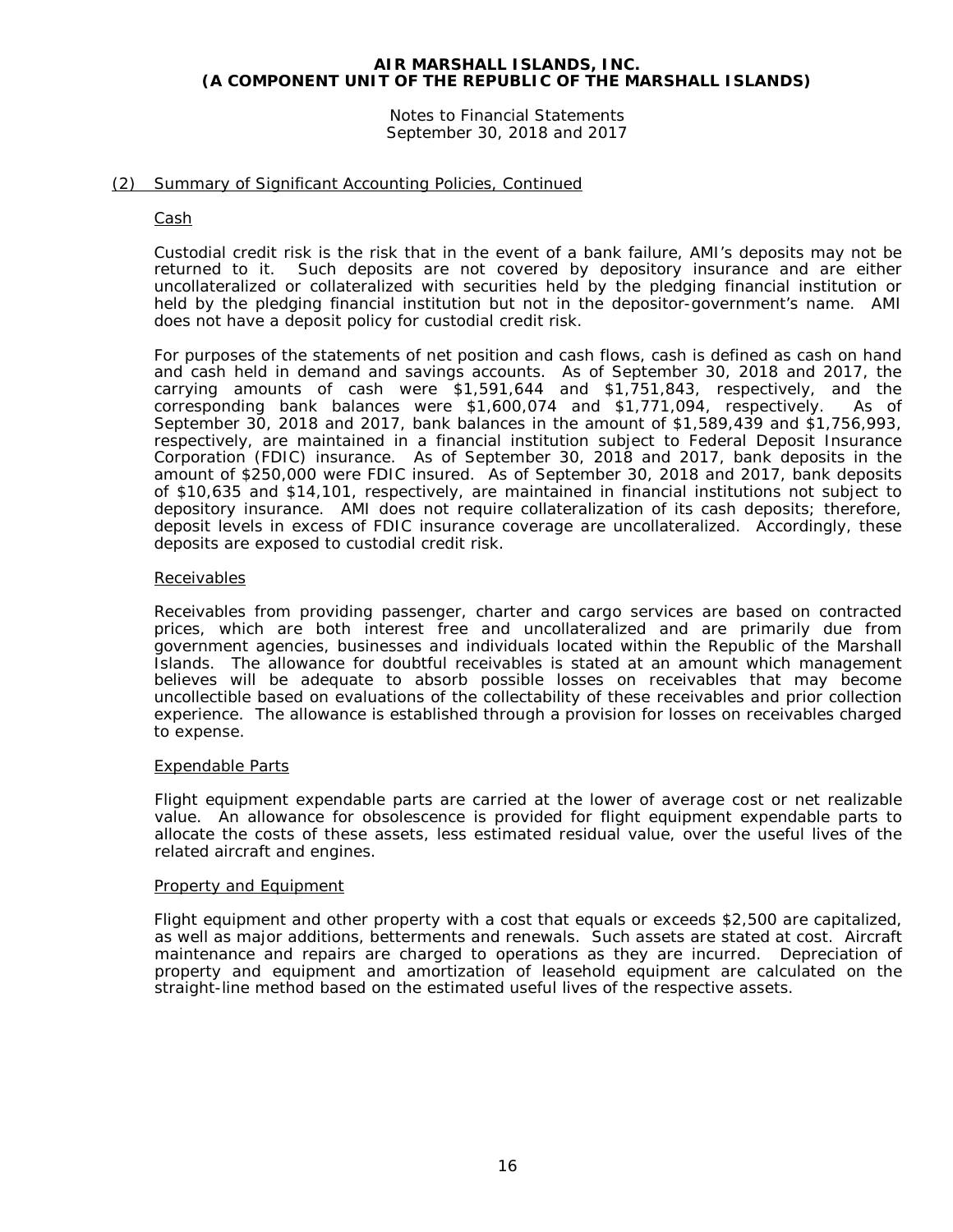**AIR MARSHALL ISLANDS, INC.**
**(A COMPONENT UNIT OF THE REPUBLIC OF THE MARSHALL ISLANDS)**

Notes to Financial Statements
September 30, 2018 and 2017

## (2) Summary of Significant Accounting Policies, Continued

### Cash

Custodial credit risk is the risk that in the event of a bank failure, AMI's deposits may not be returned to it. Such deposits are not covered by depository insurance and are either uncollateralized or collateralized with securities held by the pledging financial institution or held by the pledging financial institution but not in the depositor-government's name. AMI does not have a deposit policy for custodial credit risk.

For purposes of the statements of net position and cash flows, cash is defined as cash on hand and cash held in demand and savings accounts. As of September 30, 2018 and 2017, the carrying amounts of cash were $1,591,644 and $1,751,843, respectively, and the corresponding bank balances were $1,600,074 and $1,771,094, respectively. As of September 30, 2018 and 2017, bank balances in the amount of $1,589,439 and $1,756,993, respectively, are maintained in a financial institution subject to Federal Deposit Insurance Corporation (FDIC) insurance. As of September 30, 2018 and 2017, bank deposits in the amount of $250,000 were FDIC insured. As of September 30, 2018 and 2017, bank deposits of $10,635 and $14,101, respectively, are maintained in financial institutions not subject to depository insurance. AMI does not require collateralization of its cash deposits; therefore, deposit levels in excess of FDIC insurance coverage are uncollateralized. Accordingly, these deposits are exposed to custodial credit risk.

### Receivables

Receivables from providing passenger, charter and cargo services are based on contracted prices, which are both interest free and uncollateralized and are primarily due from government agencies, businesses and individuals located within the Republic of the Marshall Islands. The allowance for doubtful receivables is stated at an amount which management believes will be adequate to absorb possible losses on receivables that may become uncollectible based on evaluations of the collectability of these receivables and prior collection experience. The allowance is established through a provision for losses on receivables charged to expense.

### Expendable Parts

Flight equipment expendable parts are carried at the lower of average cost or net realizable value. An allowance for obsolescence is provided for flight equipment expendable parts to allocate the costs of these assets, less estimated residual value, over the useful lives of the related aircraft and engines.

### Property and Equipment

Flight equipment and other property with a cost that equals or exceeds $2,500 are capitalized, as well as major additions, betterments and renewals. Such assets are stated at cost. Aircraft maintenance and repairs are charged to operations as they are incurred. Depreciation of property and equipment and amortization of leasehold equipment are calculated on the straight-line method based on the estimated useful lives of the respective assets.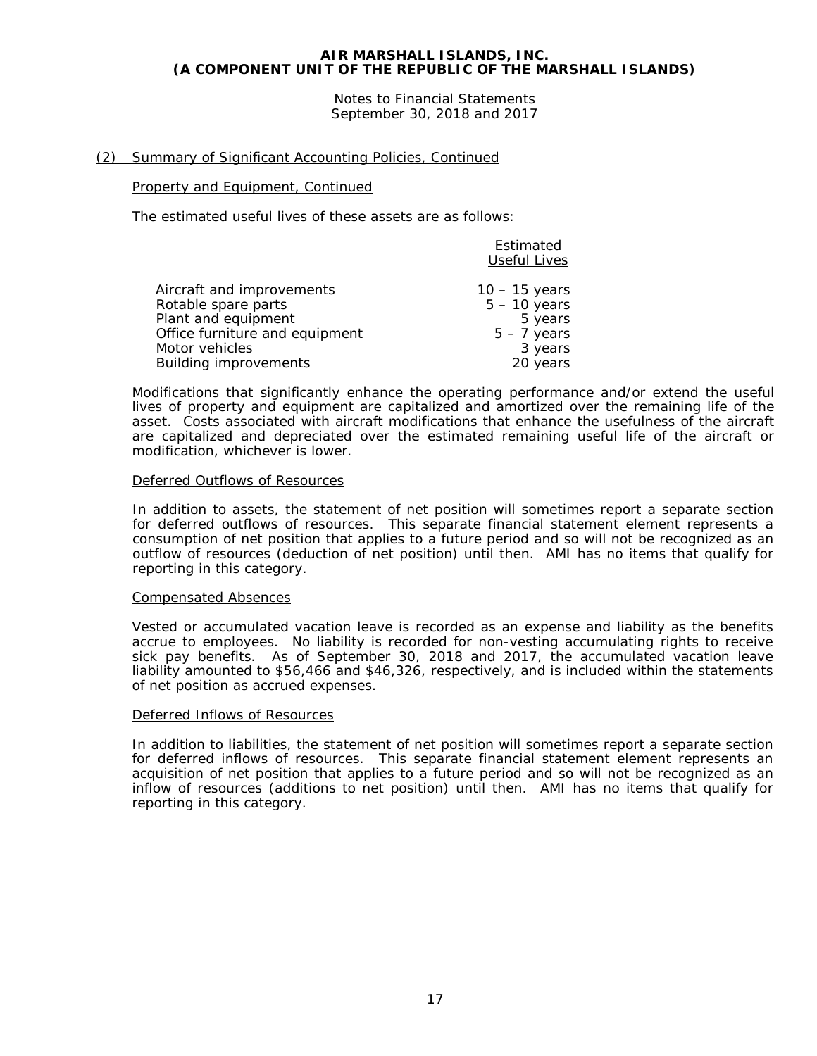## (2) Summary of Significant Accounting Policies, Continued

### Property and Equipment, Continued

The estimated useful lives of these assets are as follows:

| | Estimated Useful Lives |
|---|---|
| Aircraft and improvements | 10 – 15 years |
| Rotable spare parts | 5 – 10 years |
| Plant and equipment | 5 years |
| Office furniture and equipment | 5 – 7 years |
| Motor vehicles | 3 years |
| Building improvements | 20 years |

Modifications that significantly enhance the operating performance and/or extend the useful lives of property and equipment are capitalized and amortized over the remaining life of the asset. Costs associated with aircraft modifications that enhance the usefulness of the aircraft are capitalized and depreciated over the estimated remaining useful life of the aircraft or modification, whichever is lower.

### Deferred Outflows of Resources

In addition to assets, the statement of net position will sometimes report a separate section for deferred outflows of resources. This separate financial statement element represents a consumption of net position that applies to a future period and so will not be recognized as an outflow of resources (deduction of net position) until then. AMI has no items that qualify for reporting in this category.

### Compensated Absences

Vested or accumulated vacation leave is recorded as an expense and liability as the benefits accrue to employees. No liability is recorded for non-vesting accumulating rights to receive sick pay benefits. As of September 30, 2018 and 2017, the accumulated vacation leave liability amounted to $56,466 and $46,326, respectively, and is included within the statements of net position as accrued expenses.

### Deferred Inflows of Resources

In addition to liabilities, the statement of net position will sometimes report a separate section for deferred inflows of resources. This separate financial statement element represents an acquisition of net position that applies to a future period and so will not be recognized as an inflow of resources (additions to net position) until then. AMI has no items that qualify for reporting in this category.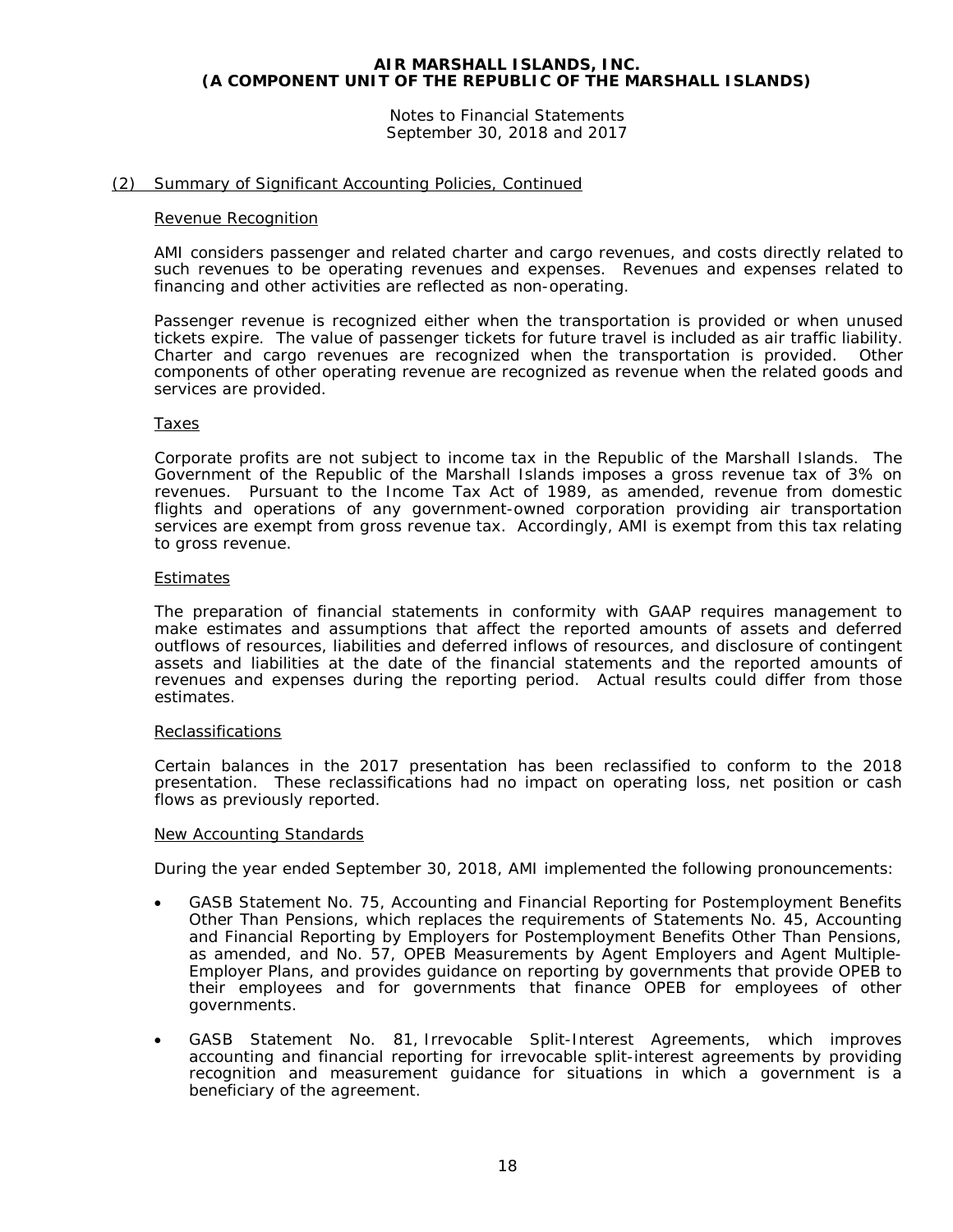# AIR MARSHALL ISLANDS, INC.
# (A COMPONENT UNIT OF THE REPUBLIC OF THE MARSHALL ISLANDS)

Notes to Financial Statements
September 30, 2018 and 2017

## (2) Summary of Significant Accounting Policies, Continued

### Revenue Recognition

AMI considers passenger and related charter and cargo revenues, and costs directly related to such revenues to be operating revenues and expenses. Revenues and expenses related to financing and other activities are reflected as non-operating.

Passenger revenue is recognized either when the transportation is provided or when unused tickets expire. The value of passenger tickets for future travel is included as air traffic liability. Charter and cargo revenues are recognized when the transportation is provided. Other components of other operating revenue are recognized as revenue when the related goods and services are provided.

### Taxes

Corporate profits are not subject to income tax in the Republic of the Marshall Islands. The Government of the Republic of the Marshall Islands imposes a gross revenue tax of 3% on revenues. Pursuant to the Income Tax Act of 1989, as amended, revenue from domestic flights and operations of any government-owned corporation providing air transportation services are exempt from gross revenue tax. Accordingly, AMI is exempt from this tax relating to gross revenue.

### Estimates

The preparation of financial statements in conformity with GAAP requires management to make estimates and assumptions that affect the reported amounts of assets and deferred outflows of resources, liabilities and deferred inflows of resources, and disclosure of contingent assets and liabilities at the date of the financial statements and the reported amounts of revenues and expenses during the reporting period. Actual results could differ from those estimates.

### Reclassifications

Certain balances in the 2017 presentation has been reclassified to conform to the 2018 presentation. These reclassifications had no impact on operating loss, net position or cash flows as previously reported.

### New Accounting Standards

During the year ended September 30, 2018, AMI implemented the following pronouncements:

- GASB Statement No. 75, Accounting and Financial Reporting for Postemployment Benefits Other Than Pensions, which replaces the requirements of Statements No. 45, Accounting and Financial Reporting by Employers for Postemployment Benefits Other Than Pensions, as amended, and No. 57, OPEB Measurements by Agent Employers and Agent Multiple-Employer Plans, and provides guidance on reporting by governments that provide OPEB to their employees and for governments that finance OPEB for employees of other governments.

- GASB Statement No. 81, Irrevocable Split-Interest Agreements, which improves accounting and financial reporting for irrevocable split-interest agreements by providing recognition and measurement guidance for situations in which a government is a beneficiary of the agreement.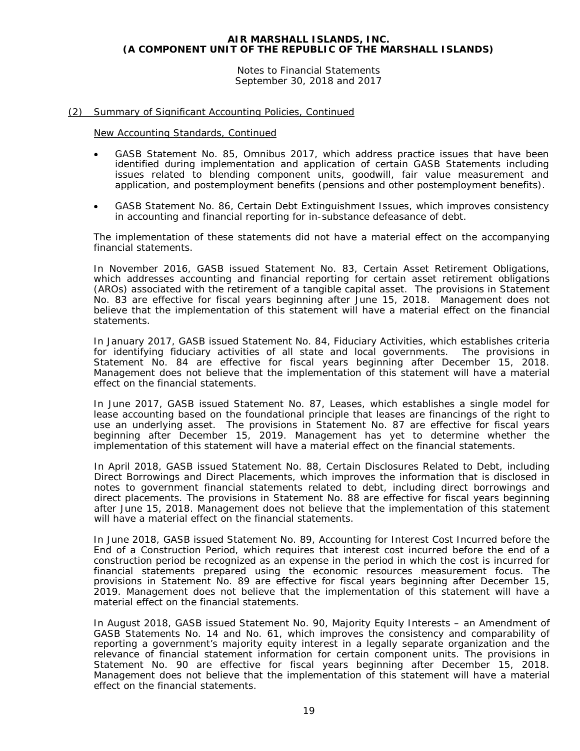**AIR MARSHALL ISLANDS, INC.**
**(A COMPONENT UNIT OF THE REPUBLIC OF THE MARSHALL ISLANDS)**

Notes to Financial Statements
September 30, 2018 and 2017

## (2) Summary of Significant Accounting Policies, Continued

### New Accounting Standards, Continued

- GASB Statement No. 85, Omnibus 2017, which address practice issues that have been identified during implementation and application of certain GASB Statements including issues related to blending component units, goodwill, fair value measurement and application, and postemployment benefits (pensions and other postemployment benefits).

- GASB Statement No. 86, Certain Debt Extinguishment Issues, which improves consistency in accounting and financial reporting for in-substance defeasance of debt.

The implementation of these statements did not have a material effect on the accompanying financial statements.

In November 2016, GASB issued Statement No. 83, Certain Asset Retirement Obligations, which addresses accounting and financial reporting for certain asset retirement obligations (AROs) associated with the retirement of a tangible capital asset. The provisions in Statement No. 83 are effective for fiscal years beginning after June 15, 2018. Management does not believe that the implementation of this statement will have a material effect on the financial statements.

In January 2017, GASB issued Statement No. 84, Fiduciary Activities, which establishes criteria for identifying fiduciary activities of all state and local governments. The provisions in Statement No. 84 are effective for fiscal years beginning after December 15, 2018. Management does not believe that the implementation of this statement will have a material effect on the financial statements.

In June 2017, GASB issued Statement No. 87, Leases, which establishes a single model for lease accounting based on the foundational principle that leases are financings of the right to use an underlying asset. The provisions in Statement No. 87 are effective for fiscal years beginning after December 15, 2019. Management has yet to determine whether the implementation of this statement will have a material effect on the financial statements.

In April 2018, GASB issued Statement No. 88, Certain Disclosures Related to Debt, including Direct Borrowings and Direct Placements, which improves the information that is disclosed in notes to government financial statements related to debt, including direct borrowings and direct placements. The provisions in Statement No. 88 are effective for fiscal years beginning after June 15, 2018. Management does not believe that the implementation of this statement will have a material effect on the financial statements.

In June 2018, GASB issued Statement No. 89, Accounting for Interest Cost Incurred before the End of a Construction Period, which requires that interest cost incurred before the end of a construction period be recognized as an expense in the period in which the cost is incurred for financial statements prepared using the economic resources measurement focus. The provisions in Statement No. 89 are effective for fiscal years beginning after December 15, 2019. Management does not believe that the implementation of this statement will have a material effect on the financial statements.

In August 2018, GASB issued Statement No. 90, Majority Equity Interests – an Amendment of GASB Statements No. 14 and No. 61, which improves the consistency and comparability of reporting a government's majority equity interest in a legally separate organization and the relevance of financial statement information for certain component units. The provisions in Statement No. 90 are effective for fiscal years beginning after December 15, 2018. Management does not believe that the implementation of this statement will have a material effect on the financial statements.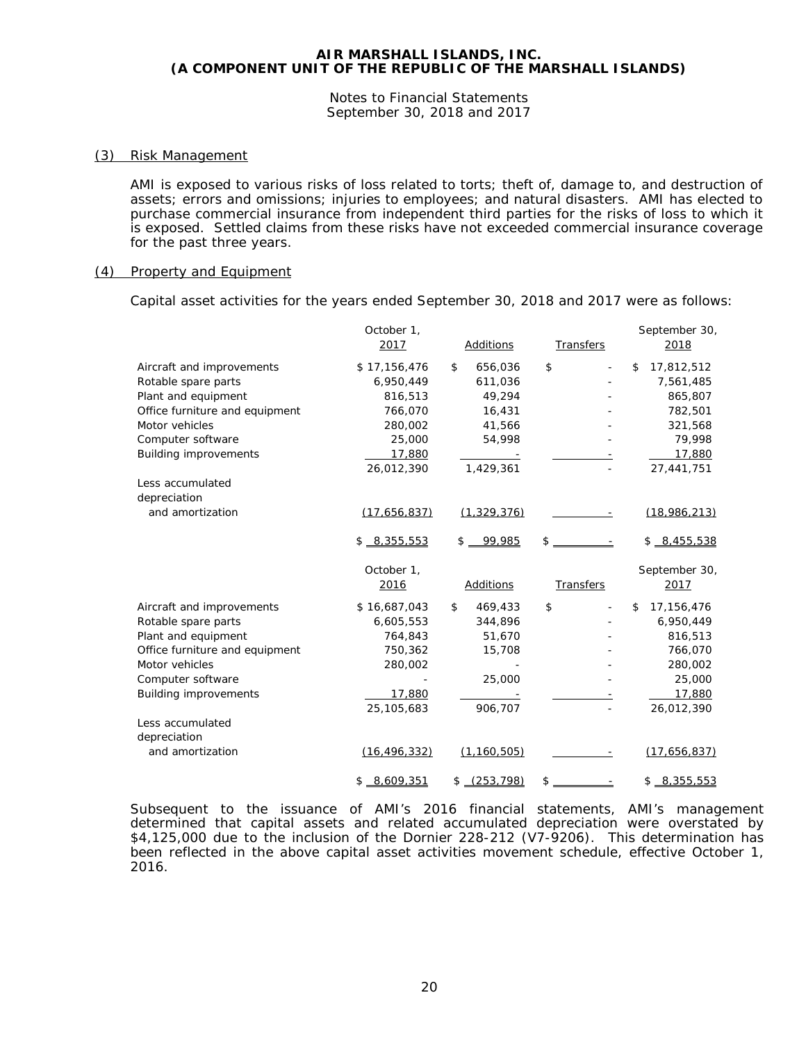**AIR MARSHALL ISLANDS, INC.**
**(A COMPONENT UNIT OF THE REPUBLIC OF THE MARSHALL ISLANDS)**

Notes to Financial Statements
September 30, 2018 and 2017

## (3) Risk Management

AMI is exposed to various risks of loss related to torts; theft of, damage to, and destruction of assets; errors and omissions; injuries to employees; and natural disasters. AMI has elected to purchase commercial insurance from independent third parties for the risks of loss to which it is exposed. Settled claims from these risks have not exceeded commercial insurance coverage for the past three years.

## (4) Property and Equipment

Capital asset activities for the years ended September 30, 2018 and 2017 were as follows:

| | October 1, 2017 | Additions | Transfers | September 30, 2018 |
|---|---|---|---|---|
| Aircraft and improvements | $ 17,156,476 | $ 656,036 | $ - | $ 17,812,512 |
| Rotable spare parts | 6,950,449 | 611,036 | - | 7,561,485 |
| Plant and equipment | 816,513 | 49,294 | - | 865,807 |
| Office furniture and equipment | 766,070 | 16,431 | - | 782,501 |
| Motor vehicles | 280,002 | 41,566 | - | 321,568 |
| Computer software | 25,000 | 54,998 | - | 79,998 |
| Building improvements | 17,880 | - | - | 17,880 |
| | 26,012,390 | 1,429,361 | - | 27,441,751 |
| Less accumulated depreciation and amortization | (17,656,837) | (1,329,376) | - | (18,986,213) |
| | $ 8,355,553 | $ 99,985 | $ - | $ 8,455,538 |

| | October 1, 2016 | Additions | Transfers | September 30, 2017 |
|---|---|---|---|---|
| Aircraft and improvements | $ 16,687,043 | $ 469,433 | $ - | $ 17,156,476 |
| Rotable spare parts | 6,605,553 | 344,896 | - | 6,950,449 |
| Plant and equipment | 764,843 | 51,670 | - | 816,513 |
| Office furniture and equipment | 750,362 | 15,708 | - | 766,070 |
| Motor vehicles | 280,002 | - | - | 280,002 |
| Computer software | - | 25,000 | - | 25,000 |
| Building improvements | 17,880 | - | - | 17,880 |
| | 25,105,683 | 906,707 | - | 26,012,390 |
| Less accumulated depreciation and amortization | (16,496,332) | (1,160,505) | - | (17,656,837) |
| | $ 8,609,351 | $ (253,798) | $ - | $ 8,355,553 |

Subsequent to the issuance of AMI's 2016 financial statements, AMI's management determined that capital assets and related accumulated depreciation were overstated by $4,125,000 due to the inclusion of the Dornier 228-212 (V7-9206). This determination has been reflected in the above capital asset activities movement schedule, effective October 1, 2016.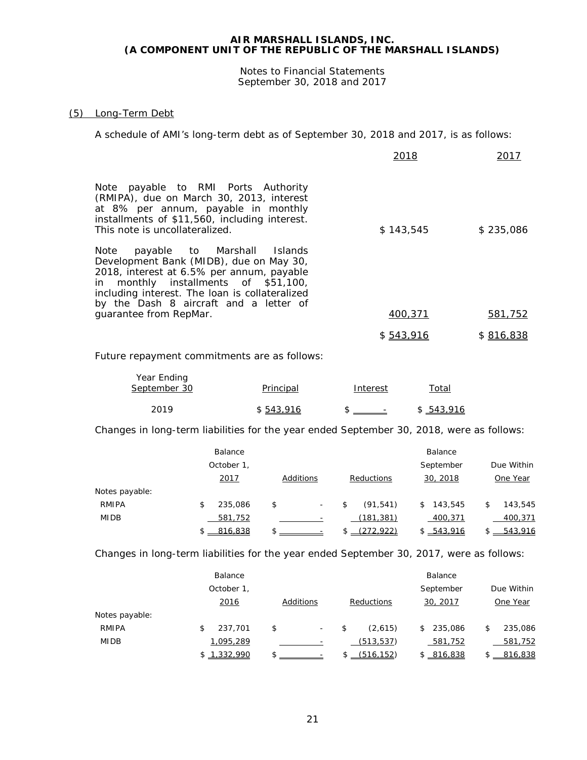**AIR MARSHALL ISLANDS, INC.**
**(A COMPONENT UNIT OF THE REPUBLIC OF THE MARSHALL ISLANDS)**

Notes to Financial Statements
September 30, 2018 and 2017

## (5) Long-Term Debt

A schedule of AMI's long-term debt as of September 30, 2018 and 2017, is as follows:

| | 2018 | 2017 |
|---|---|---|
| Note payable to RMI Ports Authority (RMIPA), due on March 30, 2013, interest at 8% per annum, payable in monthly installments of $11,560, including interest. This note is uncollateralized. | $ 143,545 | $ 235,086 |
| Note payable to Marshall Islands Development Bank (MIDB), due on May 30, 2018, interest at 6.5% per annum, payable in monthly installments of $51,100, including interest. The loan is collateralized by the Dash 8 aircraft and a letter of guarantee from RepMar. | 400,371 | 581,752 |
| | $ 543,916 | $ 816,838 |

Future repayment commitments are as follows:

| Year Ending September 30 | Principal | Interest | Total |
|---|---|---|---|
| 2019 | $ 543,916 | $ - | $ 543,916 |

Changes in long-term liabilities for the year ended September 30, 2018, were as follows:

| | Balance October 1, 2017 | Additions | Reductions | Balance September 30, 2018 | Due Within One Year |
|---|---|---|---|---|---|
| Notes payable: | | | | | |
| RMIPA | $ 235,086 | $ - | $ (91,541) | $ 143,545 | $ 143,545 |
| MIDB | 581,752 | - | (181,381) | 400,371 | 400,371 |
| | $ 816,838 | $ - | $ (272,922) | $ 543,916 | $ 543,916 |

Changes in long-term liabilities for the year ended September 30, 2017, were as follows:

| | Balance October 1, 2016 | Additions | Reductions | Balance September 30, 2017 | Due Within One Year |
|---|---|---|---|---|---|
| Notes payable: | | | | | |
| RMIPA | $ 237,701 | $ - | $ (2,615) | $ 235,086 | $ 235,086 |
| MIDB | 1,095,289 | - | (513,537) | 581,752 | 581,752 |
| | $ 1,332,990 | $ - | $ (516,152) | $ 816,838 | $ 816,838 |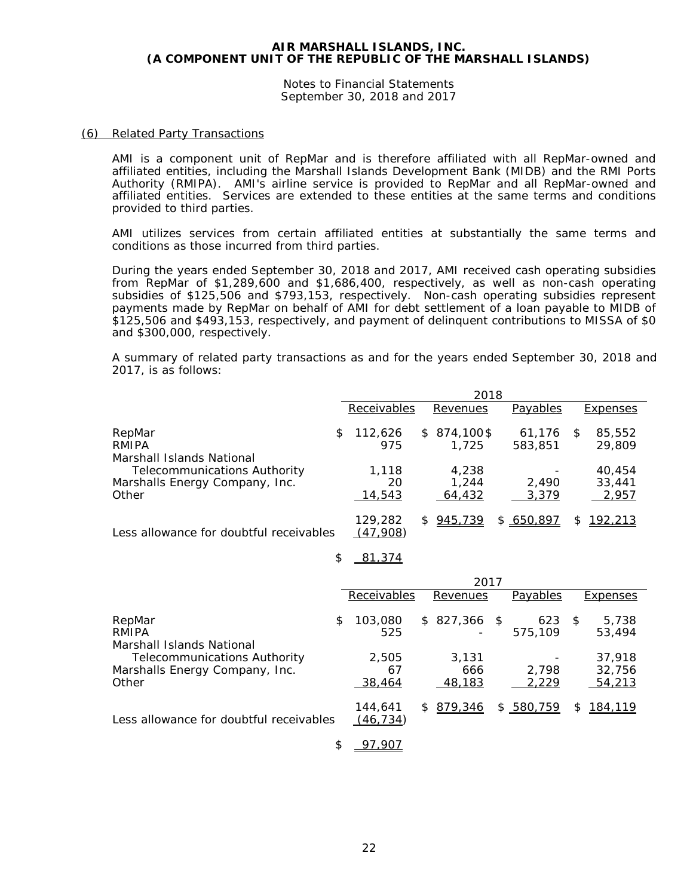### (6) Related Party Transactions

AMI is a component unit of RepMar and is therefore affiliated with all RepMar-owned and affiliated entities, including the Marshall Islands Development Bank (MIDB) and the RMI Ports Authority (RMIPA). AMI's airline service is provided to RepMar and all RepMar-owned and affiliated entities. Services are extended to these entities at the same terms and conditions provided to third parties.

AMI utilizes services from certain affiliated entities at substantially the same terms and conditions as those incurred from third parties.

During the years ended September 30, 2018 and 2017, AMI received cash operating subsidies from RepMar of $1,289,600 and $1,686,400, respectively, as well as non-cash operating subsidies of $125,506 and $793,153, respectively. Non-cash operating subsidies represent payments made by RepMar on behalf of AMI for debt settlement of a loan payable to MIDB of $125,506 and $493,153, respectively, and payment of delinquent contributions to MISSA of $0 and $300,000, respectively.

A summary of related party transactions as and for the years ended September 30, 2018 and 2017, is as follows:

| | 2018 | | | |
|---|---|---|---|---|
| | Receivables | Revenues | Payables | Expenses |
| RepMar | $ 112,626 | $ 874,100 | $ 61,176 | $ 85,552 |
| RMIPA | 975 | 1,725 | 583,851 | 29,809 |
| Marshall Islands National Telecommunications Authority | 1,118 | 4,238 | - | 40,454 |
| Marshalls Energy Company, Inc. | 20 | 1,244 | 2,490 | 33,441 |
| Other | 14,543 | 64,432 | 3,379 | 2,957 |
| | 129,282 | $ 945,739 | $ 650,897 | $ 192,213 |
| Less allowance for doubtful receivables | (47,908) | | | |
| | $ 81,374 | | | |

| | 2017 | | | |
|---|---|---|---|---|
| | Receivables | Revenues | Payables | Expenses |
| RepMar | $ 103,080 | $ 827,366 | $ 623 | $ 5,738 |
| RMIPA | 525 | - | 575,109 | 53,494 |
| Marshall Islands National Telecommunications Authority | 2,505 | 3,131 | - | 37,918 |
| Marshalls Energy Company, Inc. | 67 | 666 | 2,798 | 32,756 |
| Other | 38,464 | 48,183 | 2,229 | 54,213 |
| | 144,641 | $ 879,346 | $ 580,759 | $ 184,119 |
| Less allowance for doubtful receivables | (46,734) | | | |
| | $ 97,907 | | | |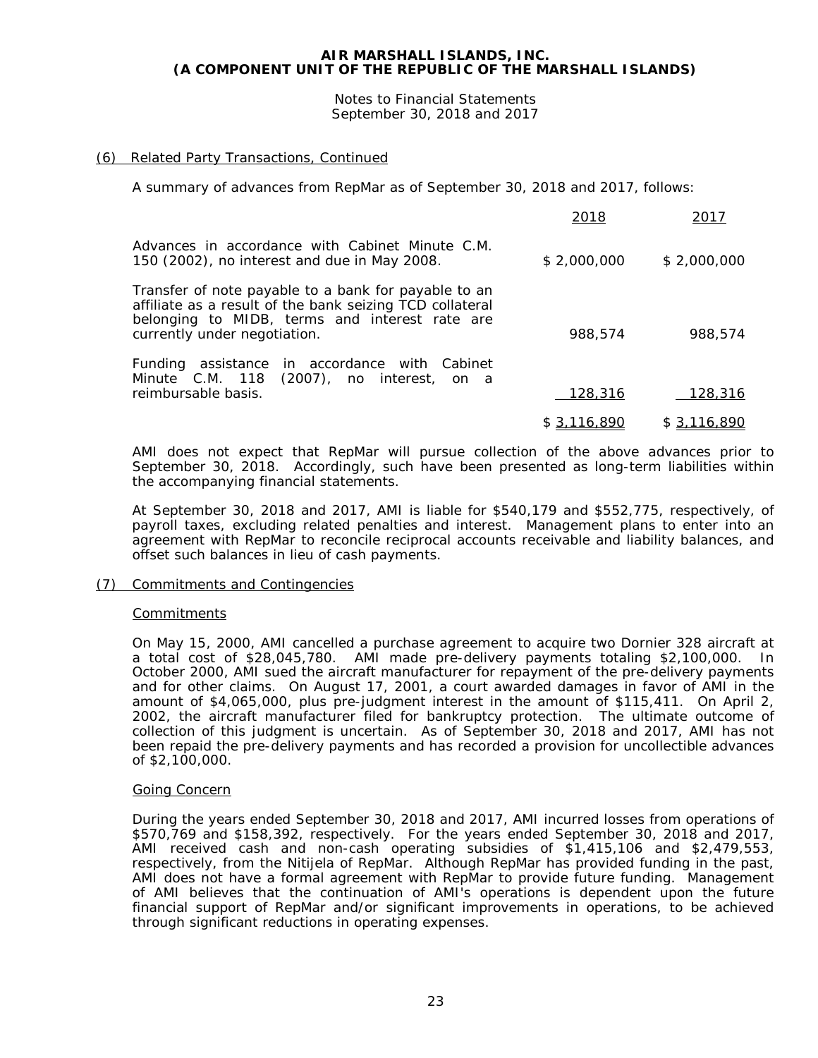**AIR MARSHALL ISLANDS, INC.**
**(A COMPONENT UNIT OF THE REPUBLIC OF THE MARSHALL ISLANDS)**

Notes to Financial Statements
September 30, 2018 and 2017

(6) Related Party Transactions, Continued

A summary of advances from RepMar as of September 30, 2018 and 2017, follows:

| | 2018 | 2017 |
|---|---|---|
| Advances in accordance with Cabinet Minute C.M. 150 (2002), no interest and due in May 2008. | $ 2,000,000 | $ 2,000,000 |
| Transfer of note payable to a bank for payable to an affiliate as a result of the bank seizing TCD collateral belonging to MIDB, terms and interest rate are currently under negotiation. | 988,574 | 988,574 |
| Funding assistance in accordance with Cabinet Minute C.M. 118 (2007), no interest, on a reimbursable basis. | 128,316 | 128,316 |
| | $ 3,116,890 | $ 3,116,890 |

AMI does not expect that RepMar will pursue collection of the above advances prior to September 30, 2018. Accordingly, such have been presented as long-term liabilities within the accompanying financial statements.

At September 30, 2018 and 2017, AMI is liable for $540,179 and $552,775, respectively, of payroll taxes, excluding related penalties and interest. Management plans to enter into an agreement with RepMar to reconcile reciprocal accounts receivable and liability balances, and offset such balances in lieu of cash payments.

(7) Commitments and Contingencies

Commitments

On May 15, 2000, AMI cancelled a purchase agreement to acquire two Dornier 328 aircraft at a total cost of $28,045,780. AMI made pre-delivery payments totaling $2,100,000. In October 2000, AMI sued the aircraft manufacturer for repayment of the pre-delivery payments and for other claims. On August 17, 2001, a court awarded damages in favor of AMI in the amount of $4,065,000, plus pre-judgment interest in the amount of $115,411. On April 2, 2002, the aircraft manufacturer filed for bankruptcy protection. The ultimate outcome of collection of this judgment is uncertain. As of September 30, 2018 and 2017, AMI has not been repaid the pre-delivery payments and has recorded a provision for uncollectible advances of $2,100,000.

Going Concern

During the years ended September 30, 2018 and 2017, AMI incurred losses from operations of $570,769 and $158,392, respectively. For the years ended September 30, 2018 and 2017, AMI received cash and non-cash operating subsidies of $1,415,106 and $2,479,553, respectively, from the Nitijela of RepMar. Although RepMar has provided funding in the past, AMI does not have a formal agreement with RepMar to provide future funding. Management of AMI believes that the continuation of AMI's operations is dependent upon the future financial support of RepMar and/or significant improvements in operations, to be achieved through significant reductions in operating expenses.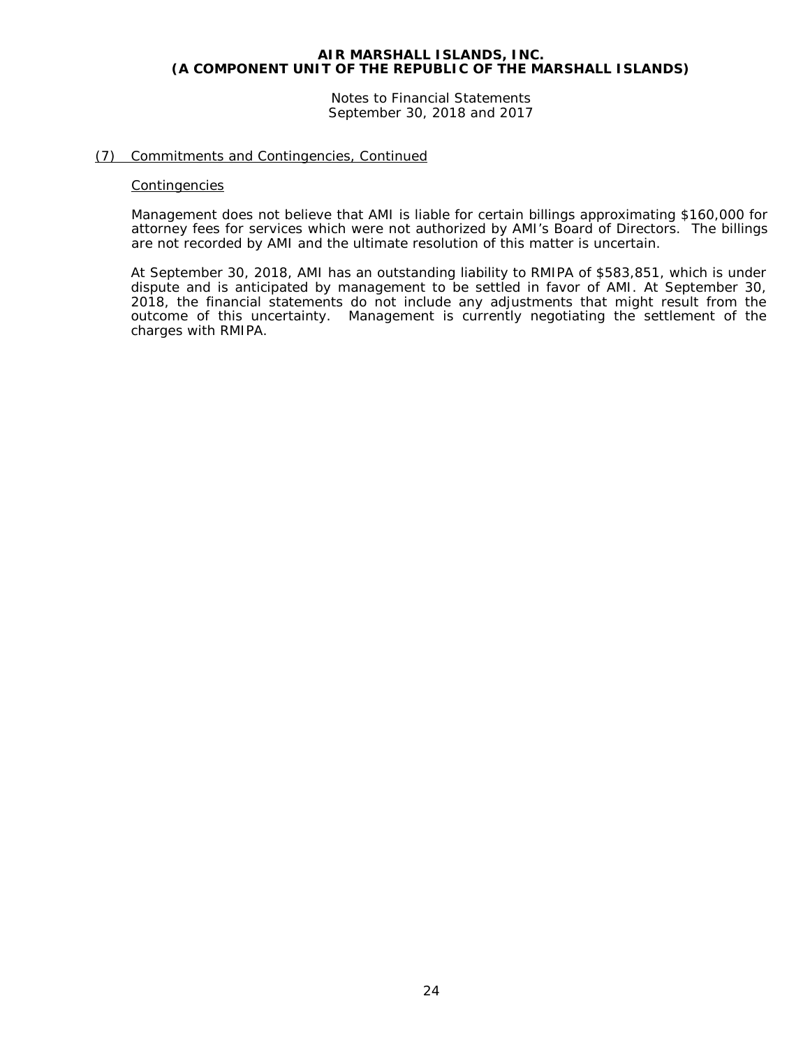## (7) Commitments and Contingencies, Continued

### Contingencies

Management does not believe that AMI is liable for certain billings approximating $160,000 for attorney fees for services which were not authorized by AMI's Board of Directors. The billings are not recorded by AMI and the ultimate resolution of this matter is uncertain.

At September 30, 2018, AMI has an outstanding liability to RMIPA of $583,851, which is under dispute and is anticipated by management to be settled in favor of AMI. At September 30, 2018, the financial statements do not include any adjustments that might result from the outcome of this uncertainty. Management is currently negotiating the settlement of the charges with RMIPA.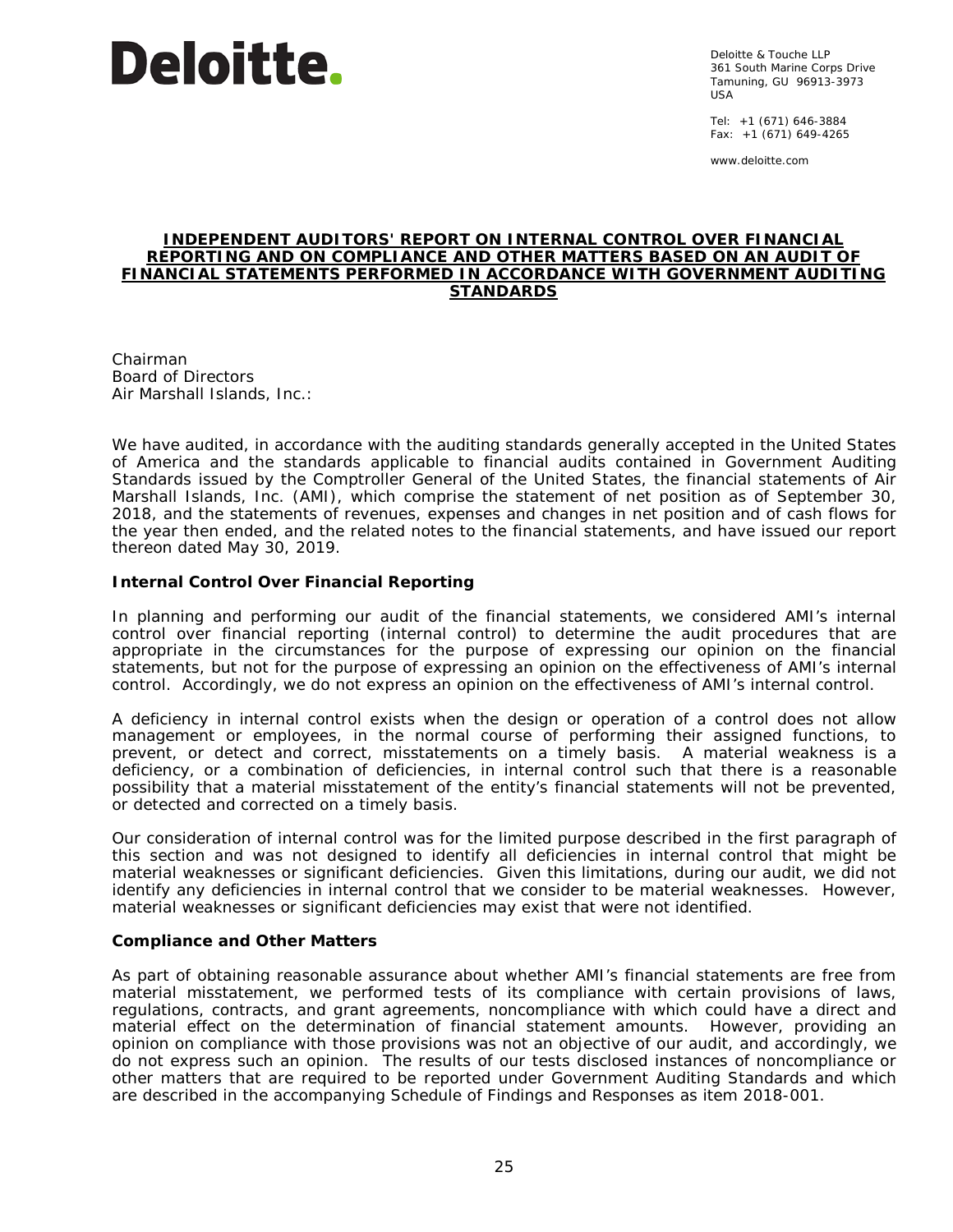**Deloitte.**

Deloitte & Touche LLP
361 South Marine Corps Drive
Tamuning, GU 96913-3973
USA

Tel: +1 (671) 646-3884
Fax: +1 (671) 649-4265

www.deloitte.com

## INDEPENDENT AUDITORS' REPORT ON INTERNAL CONTROL OVER FINANCIAL REPORTING AND ON COMPLIANCE AND OTHER MATTERS BASED ON AN AUDIT OF FINANCIAL STATEMENTS PERFORMED IN ACCORDANCE WITH GOVERNMENT AUDITING STANDARDS

Chairman
Board of Directors
Air Marshall Islands, Inc.:

We have audited, in accordance with the auditing standards generally accepted in the United States of America and the standards applicable to financial audits contained in Government Auditing Standards issued by the Comptroller General of the United States, the financial statements of Air Marshall Islands, Inc. (AMI), which comprise the statement of net position as of September 30, 2018, and the statements of revenues, expenses and changes in net position and of cash flows for the year then ended, and the related notes to the financial statements, and have issued our report thereon dated May 30, 2019.

### Internal Control Over Financial Reporting

In planning and performing our audit of the financial statements, we considered AMI's internal control over financial reporting (internal control) to determine the audit procedures that are appropriate in the circumstances for the purpose of expressing our opinion on the financial statements, but not for the purpose of expressing an opinion on the effectiveness of AMI's internal control. Accordingly, we do not express an opinion on the effectiveness of AMI's internal control.

A deficiency in internal control exists when the design or operation of a control does not allow management or employees, in the normal course of performing their assigned functions, to prevent, or detect and correct, misstatements on a timely basis. A material weakness is a deficiency, or a combination of deficiencies, in internal control such that there is a reasonable possibility that a material misstatement of the entity's financial statements will not be prevented, or detected and corrected on a timely basis.

Our consideration of internal control was for the limited purpose described in the first paragraph of this section and was not designed to identify all deficiencies in internal control that might be material weaknesses or significant deficiencies. Given this limitations, during our audit, we did not identify any deficiencies in internal control that we consider to be material weaknesses. However, material weaknesses or significant deficiencies may exist that were not identified.

### Compliance and Other Matters

As part of obtaining reasonable assurance about whether AMI's financial statements are free from material misstatement, we performed tests of its compliance with certain provisions of laws, regulations, contracts, and grant agreements, noncompliance with which could have a direct and material effect on the determination of financial statement amounts. However, providing an opinion on compliance with those provisions was not an objective of our audit, and accordingly, we do not express such an opinion. The results of our tests disclosed instances of noncompliance or other matters that are required to be reported under Government Auditing Standards and which are described in the accompanying Schedule of Findings and Responses as item 2018-001.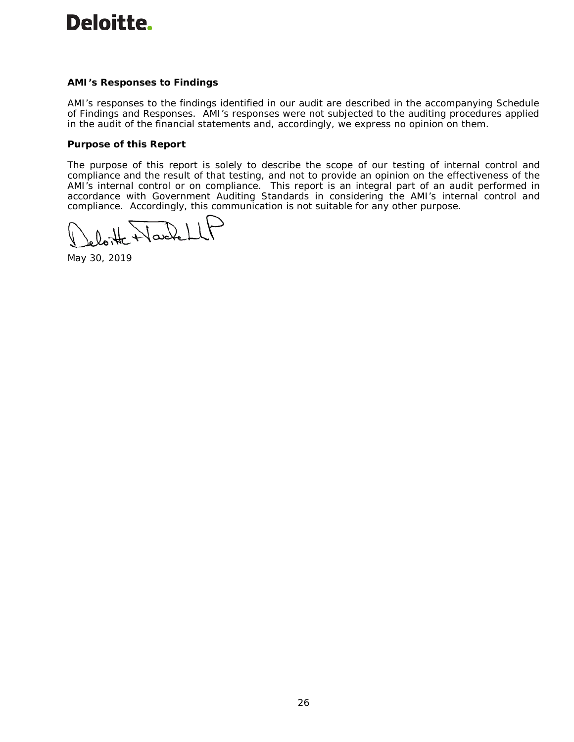**AMI's Responses to Findings**

AMI's responses to the findings identified in our audit are described in the accompanying Schedule of Findings and Responses. AMI's responses were not subjected to the auditing procedures applied in the audit of the financial statements and, accordingly, we express no opinion on them.

**Purpose of this Report**

The purpose of this report is solely to describe the scope of our testing of internal control and compliance and the result of that testing, and not to provide an opinion on the effectiveness of the AMI's internal control or on compliance. This report is an integral part of an audit performed in accordance with Government Auditing Standards in considering the AMI's internal control and compliance. Accordingly, this communication is not suitable for any other purpose.

Deloitte & Touche LLP

May 30, 2019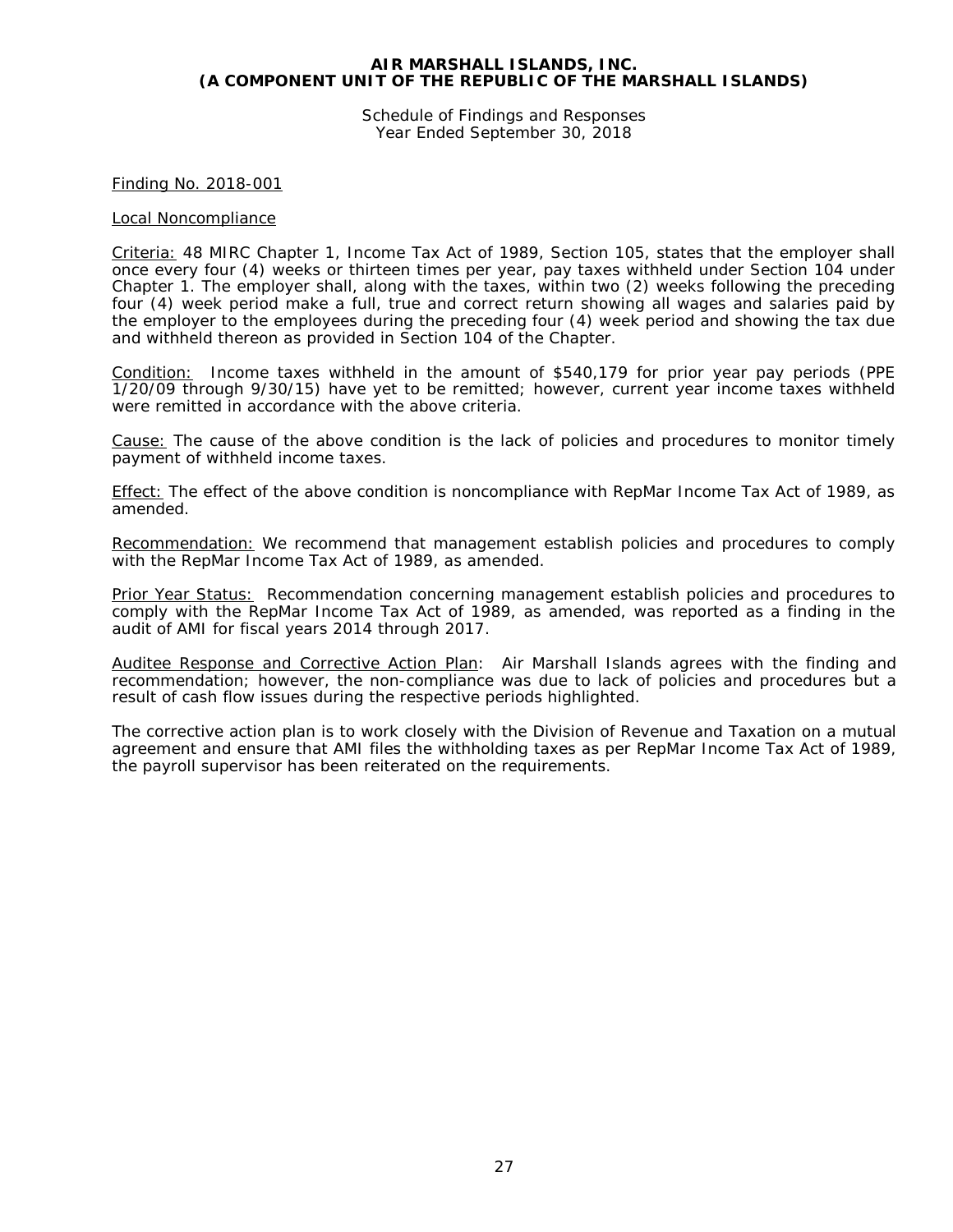**AIR MARSHALL ISLANDS, INC.**
**(A COMPONENT UNIT OF THE REPUBLIC OF THE MARSHALL ISLANDS)**

Schedule of Findings and Responses
Year Ended September 30, 2018

Finding No. 2018-001

Local Noncompliance

Criteria: 48 MIRC Chapter 1, Income Tax Act of 1989, Section 105, states that the employer shall once every four (4) weeks or thirteen times per year, pay taxes withheld under Section 104 under Chapter 1. The employer shall, along with the taxes, within two (2) weeks following the preceding four (4) week period make a full, true and correct return showing all wages and salaries paid by the employer to the employees during the preceding four (4) week period and showing the tax due and withheld thereon as provided in Section 104 of the Chapter.

Condition: Income taxes withheld in the amount of $540,179 for prior year pay periods (PPE 1/20/09 through 9/30/15) have yet to be remitted; however, current year income taxes withheld were remitted in accordance with the above criteria.

Cause: The cause of the above condition is the lack of policies and procedures to monitor timely payment of withheld income taxes.

Effect: The effect of the above condition is noncompliance with RepMar Income Tax Act of 1989, as amended.

Recommendation: We recommend that management establish policies and procedures to comply with the RepMar Income Tax Act of 1989, as amended.

Prior Year Status: Recommendation concerning management establish policies and procedures to comply with the RepMar Income Tax Act of 1989, as amended, was reported as a finding in the audit of AMI for fiscal years 2014 through 2017.

Auditee Response and Corrective Action Plan: Air Marshall Islands agrees with the finding and recommendation; however, the non-compliance was due to lack of policies and procedures but a result of cash flow issues during the respective periods highlighted.

The corrective action plan is to work closely with the Division of Revenue and Taxation on a mutual agreement and ensure that AMI files the withholding taxes as per RepMar Income Tax Act of 1989, the payroll supervisor has been reiterated on the requirements.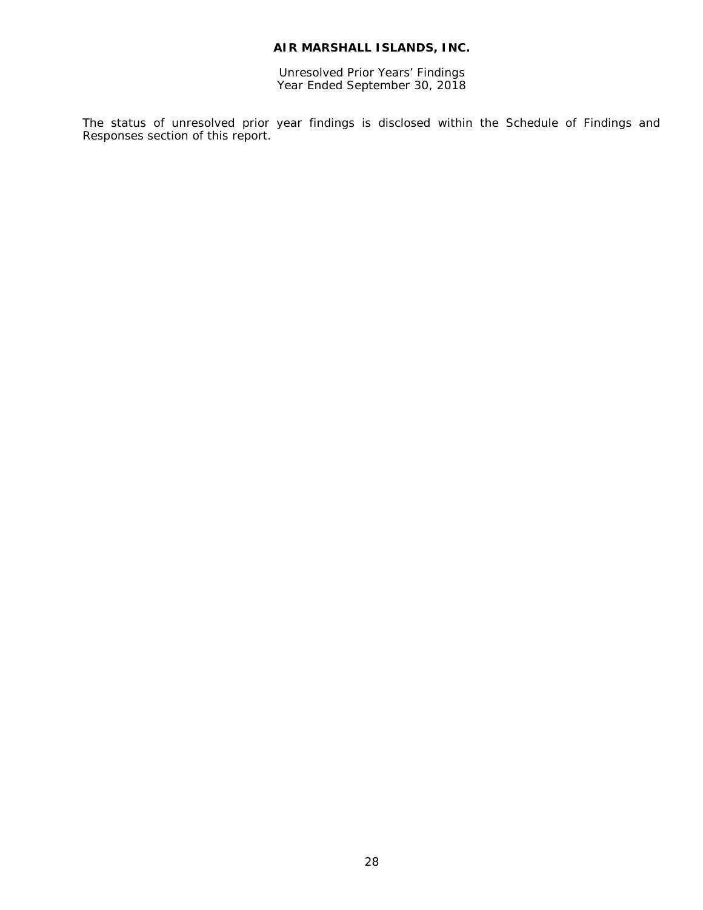# AIR MARSHALL ISLANDS, INC.

Unresolved Prior Years' Findings
Year Ended September 30, 2018

The status of unresolved prior year findings is disclosed within the Schedule of Findings and Responses section of this report.